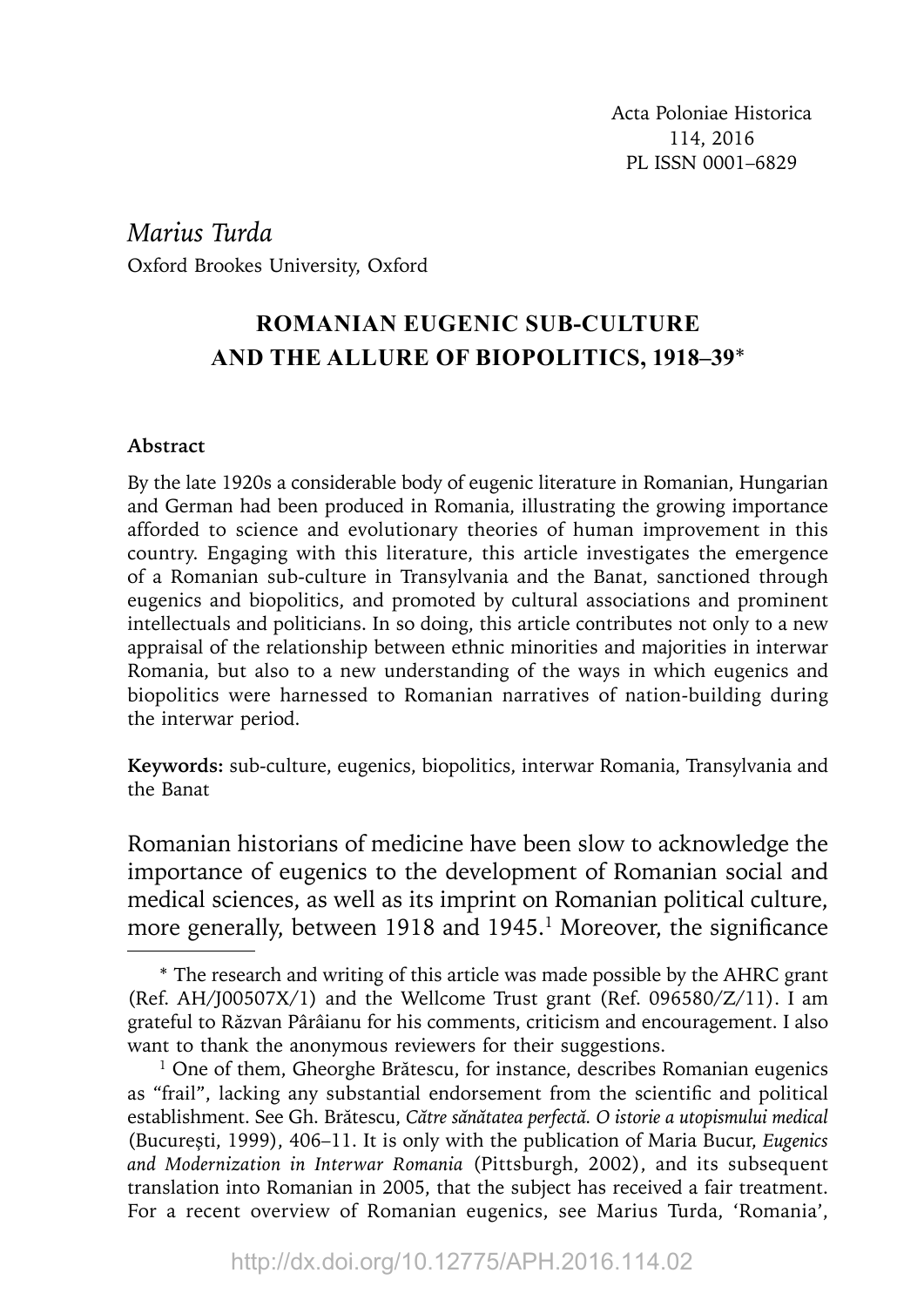Acta Poloniae Historica
114, 2016
PL ISSN 0001–6829

*Marius Turda*
Oxford Brookes University, Oxford

# ROMANIAN EUGENIC SUB-CULTURE AND THE ALLURE OF BIOPOLITICS, 1918–39*

**Abstract**

By the late 1920s a considerable body of eugenic literature in Romanian, Hungarian and German had been produced in Romania, illustrating the growing importance afforded to science and evolutionary theories of human improvement in this country. Engaging with this literature, this article investigates the emergence of a Romanian sub-culture in Transylvania and the Banat, sanctioned through eugenics and biopolitics, and promoted by cultural associations and prominent intellectuals and politicians. In so doing, this article contributes not only to a new appraisal of the relationship between ethnic minorities and majorities in interwar Romania, but also to a new understanding of the ways in which eugenics and biopolitics were harnessed to Romanian narratives of nation-building during the interwar period.

**Keywords:** sub-culture, eugenics, biopolitics, interwar Romania, Transylvania and the Banat

Romanian historians of medicine have been slow to acknowledge the importance of eugenics to the development of Romanian social and medical sciences, as well as its imprint on Romanian political culture, more generally, between 1918 and 1945.[1] Moreover, the significance

\* The research and writing of this article was made possible by the AHRC grant (Ref. AH/J00507X/1) and the Wellcome Trust grant (Ref. 096580/Z/11). I am grateful to Răzvan Pârâianu for his comments, criticism and encouragement. I also want to thank the anonymous reviewers for their suggestions.

[1] One of them, Gheorghe Brătescu, for instance, describes Romanian eugenics as "frail", lacking any substantial endorsement from the scientific and political establishment. See Gh. Brătescu, *Către sănătatea perfectă. O istorie a utopismului medical* (București, 1999), 406–11. It is only with the publication of Maria Bucur, *Eugenics and Modernization in Interwar Romania* (Pittsburgh, 2002), and its subsequent translation into Romanian in 2005, that the subject has received a fair treatment. For a recent overview of Romanian eugenics, see Marius Turda, 'Romania',

http://dx.doi.org/10.12775/APH.2016.114.02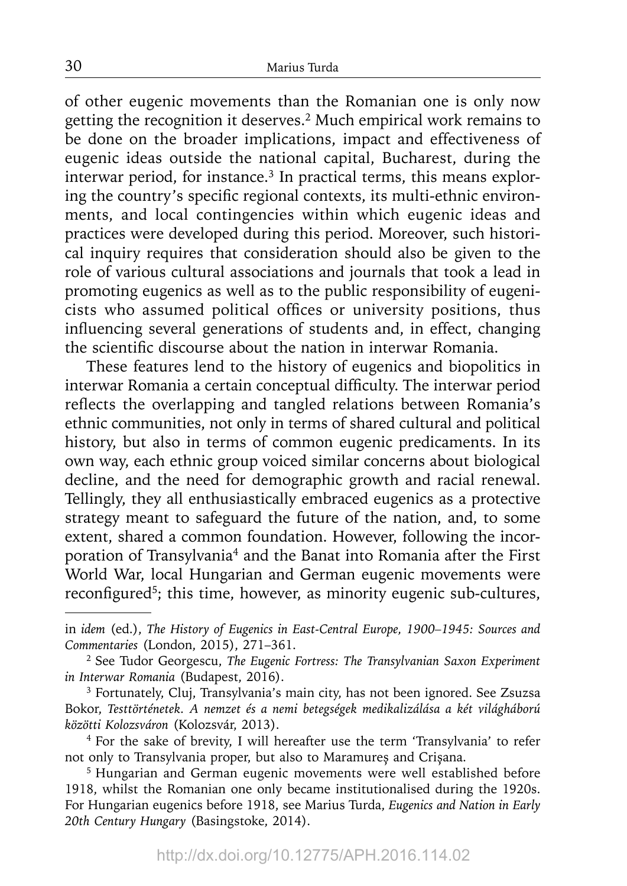of other eugenic movements than the Romanian one is only now getting the recognition it deserves.[2] Much empirical work remains to be done on the broader implications, impact and effectiveness of eugenic ideas outside the national capital, Bucharest, during the interwar period, for instance.[3] In practical terms, this means exploring the country's specific regional contexts, its multi-ethnic environments, and local contingencies within which eugenic ideas and practices were developed during this period. Moreover, such historical inquiry requires that consideration should also be given to the role of various cultural associations and journals that took a lead in promoting eugenics as well as to the public responsibility of eugenicists who assumed political offices or university positions, thus influencing several generations of students and, in effect, changing the scientific discourse about the nation in interwar Romania.

These features lend to the history of eugenics and biopolitics in interwar Romania a certain conceptual difficulty. The interwar period reflects the overlapping and tangled relations between Romania's ethnic communities, not only in terms of shared cultural and political history, but also in terms of common eugenic predicaments. In its own way, each ethnic group voiced similar concerns about biological decline, and the need for demographic growth and racial renewal. Tellingly, they all enthusiastically embraced eugenics as a protective strategy meant to safeguard the future of the nation, and, to some extent, shared a common foundation. However, following the incorporation of Transylvania[4] and the Banat into Romania after the First World War, local Hungarian and German eugenic movements were reconfigured[5]; this time, however, as minority eugenic sub-cultures,

---

in *idem* (ed.), *The History of Eugenics in East-Central Europe, 1900–1945: Sources and Commentaries* (London, 2015), 271–361.

[2] See Tudor Georgescu, *The Eugenic Fortress: The Transylvanian Saxon Experiment in Interwar Romania* (Budapest, 2016).

[3] Fortunately, Cluj, Transylvania's main city, has not been ignored. See Zsuzsa Bokor, *Testtörténetek. A nemzet és a nemi betegségek medikalizálása a két világháború közötti Kolozsváron* (Kolozsvár, 2013).

[4] For the sake of brevity, I will hereafter use the term 'Transylvania' to refer not only to Transylvania proper, but also to Maramureș and Crișana.

[5] Hungarian and German eugenic movements were well established before 1918, whilst the Romanian one only became institutionalised during the 1920s. For Hungarian eugenics before 1918, see Marius Turda, *Eugenics and Nation in Early 20th Century Hungary* (Basingstoke, 2014).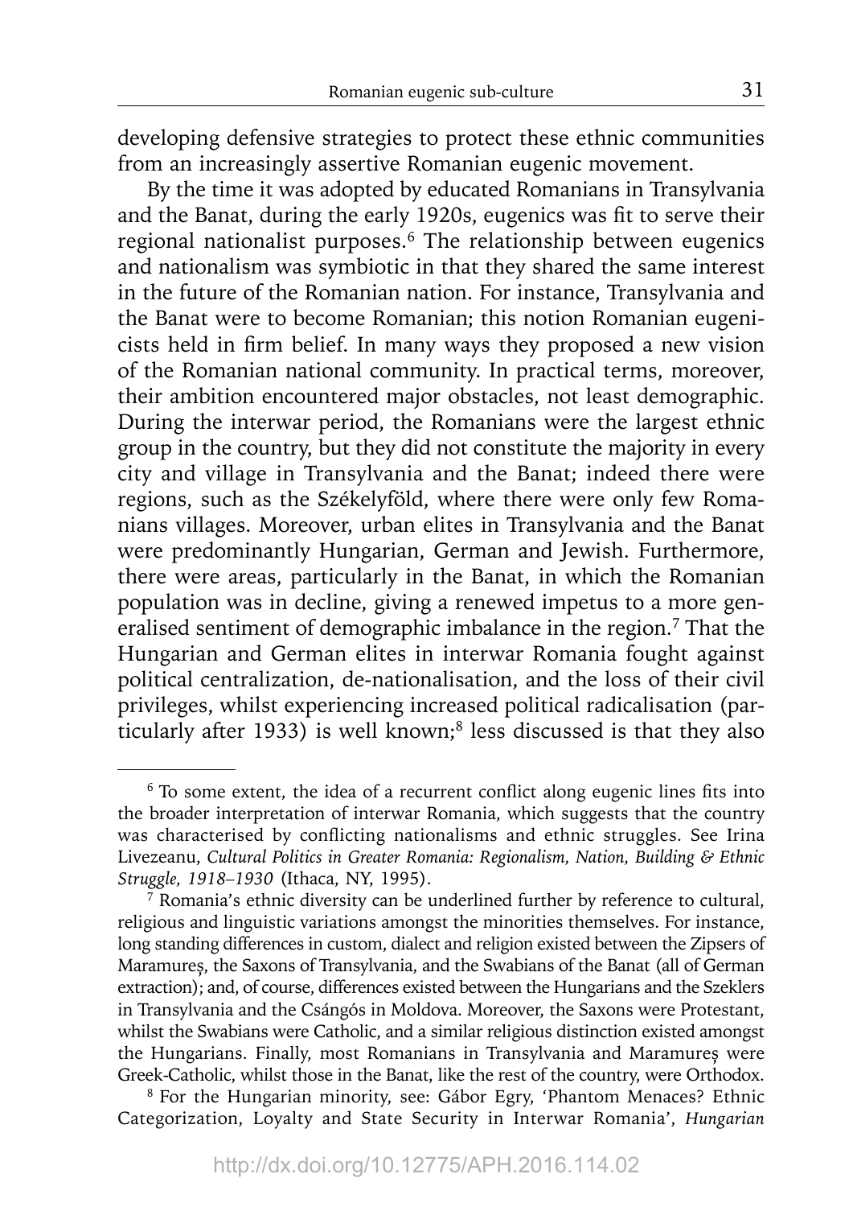developing defensive strategies to protect these ethnic communities from an increasingly assertive Romanian eugenic movement.

By the time it was adopted by educated Romanians in Transylvania and the Banat, during the early 1920s, eugenics was fit to serve their regional nationalist purposes.[6] The relationship between eugenics and nationalism was symbiotic in that they shared the same interest in the future of the Romanian nation. For instance, Transylvania and the Banat were to become Romanian; this notion Romanian eugenicists held in firm belief. In many ways they proposed a new vision of the Romanian national community. In practical terms, moreover, their ambition encountered major obstacles, not least demographic. During the interwar period, the Romanians were the largest ethnic group in the country, but they did not constitute the majority in every city and village in Transylvania and the Banat; indeed there were regions, such as the Székelyföld, where there were only few Romanians villages. Moreover, urban elites in Transylvania and the Banat were predominantly Hungarian, German and Jewish. Furthermore, there were areas, particularly in the Banat, in which the Romanian population was in decline, giving a renewed impetus to a more generalised sentiment of demographic imbalance in the region.[7] That the Hungarian and German elites in interwar Romania fought against political centralization, de-nationalisation, and the loss of their civil privileges, whilst experiencing increased political radicalisation (particularly after 1933) is well known;[8] less discussed is that they also

---

[6] To some extent, the idea of a recurrent conflict along eugenic lines fits into the broader interpretation of interwar Romania, which suggests that the country was characterised by conflicting nationalisms and ethnic struggles. See Irina Livezeanu, *Cultural Politics in Greater Romania: Regionalism, Nation, Building & Ethnic Struggle, 1918–1930* (Ithaca, NY, 1995).

[7] Romania's ethnic diversity can be underlined further by reference to cultural, religious and linguistic variations amongst the minorities themselves. For instance, long standing differences in custom, dialect and religion existed between the Zipsers of Maramureș, the Saxons of Transylvania, and the Swabians of the Banat (all of German extraction); and, of course, differences existed between the Hungarians and the Szeklers in Transylvania and the Csángós in Moldova. Moreover, the Saxons were Protestant, whilst the Swabians were Catholic, and a similar religious distinction existed amongst the Hungarians. Finally, most Romanians in Transylvania and Maramureș were Greek-Catholic, whilst those in the Banat, like the rest of the country, were Orthodox.

[8] For the Hungarian minority, see: Gábor Egry, 'Phantom Menaces? Ethnic Categorization, Loyalty and State Security in Interwar Romania', *Hungarian*

http://dx.doi.org/10.12775/APH.2016.114.02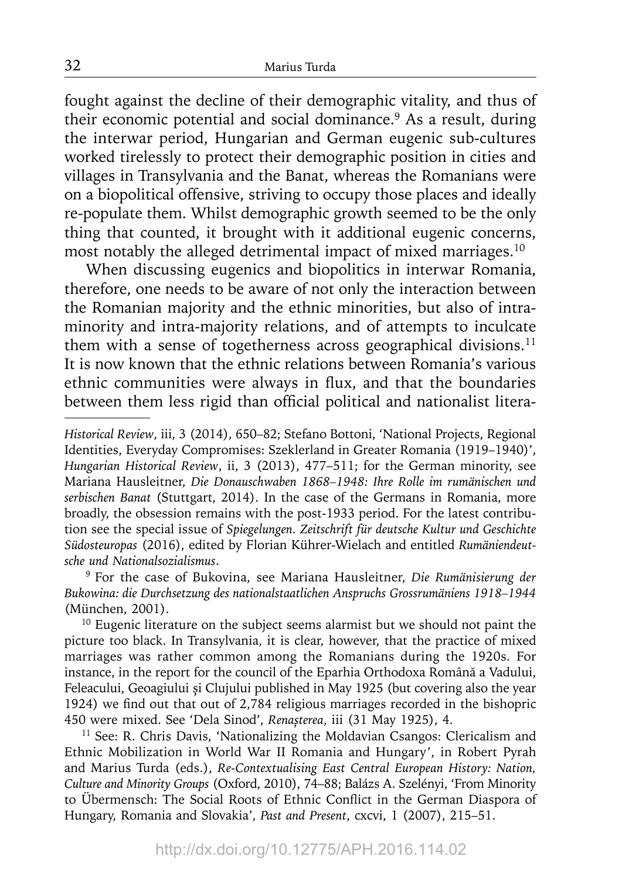fought against the decline of their demographic vitality, and thus of their economic potential and social dominance.[9] As a result, during the interwar period, Hungarian and German eugenic sub-cultures worked tirelessly to protect their demographic position in cities and villages in Transylvania and the Banat, whereas the Romanians were on a biopolitical offensive, striving to occupy those places and ideally re-populate them. Whilst demographic growth seemed to be the only thing that counted, it brought with it additional eugenic concerns, most notably the alleged detrimental impact of mixed marriages.[10]

When discussing eugenics and biopolitics in interwar Romania, therefore, one needs to be aware of not only the interaction between the Romanian majority and the ethnic minorities, but also of intra-minority and intra-majority relations, and of attempts to inculcate them with a sense of togetherness across geographical divisions.[11] It is now known that the ethnic relations between Romania's various ethnic communities were always in flux, and that the boundaries between them less rigid than official political and nationalist litera-

---

*Historical Review*, iii, 3 (2014), 650–82; Stefano Bottoni, 'National Projects, Regional Identities, Everyday Compromises: Szeklerland in Greater Romania (1919–1940)', *Hungarian Historical Review*, ii, 3 (2013), 477–511; for the German minority, see Mariana Hausleitner, *Die Donauschwaben 1868–1948: Ihre Rolle im rumänischen und serbischen Banat* (Stuttgart, 2014). In the case of the Germans in Romania, more broadly, the obsession remains with the post-1933 period. For the latest contribution see the special issue of *Spiegelungen. Zeitschrift für deutsche Kultur und Geschichte Südosteuropas* (2016), edited by Florian Kührer-Wielach and entitled *Rumäniendeutsche und Nationalsozialismus*.

[9] For the case of Bukovina, see Mariana Hausleitner, *Die Rumänisierung der Bukowina: die Durchsetzung des nationalstaatlichen Anspruchs Grossrumäniens 1918–1944* (München, 2001).

[10] Eugenic literature on the subject seems alarmist but we should not paint the picture too black. In Transylvania, it is clear, however, that the practice of mixed marriages was rather common among the Romanians during the 1920s. For instance, in the report for the council of the Eparhia Orthodoxa Română a Vadului, Feleacului, Geoagiului şi Clujului published in May 1925 (but covering also the year 1924) we find out that out of 2,784 religious marriages recorded in the bishopric 450 were mixed. See 'Dela Sinod', *Renaşterea*, iii (31 May 1925), 4.

[11] See: R. Chris Davis, 'Nationalizing the Moldavian Csangos: Clericalism and Ethnic Mobilization in World War II Romania and Hungary', in Robert Pyrah and Marius Turda (eds.), *Re-Contextualising East Central European History: Nation, Culture and Minority Groups* (Oxford, 2010), 74–88; Balázs A. Szelényi, 'From Minority to Übermensch: The Social Roots of Ethnic Conflict in the German Diaspora of Hungary, Romania and Slovakia', *Past and Present*, cxcvi, 1 (2007), 215–51.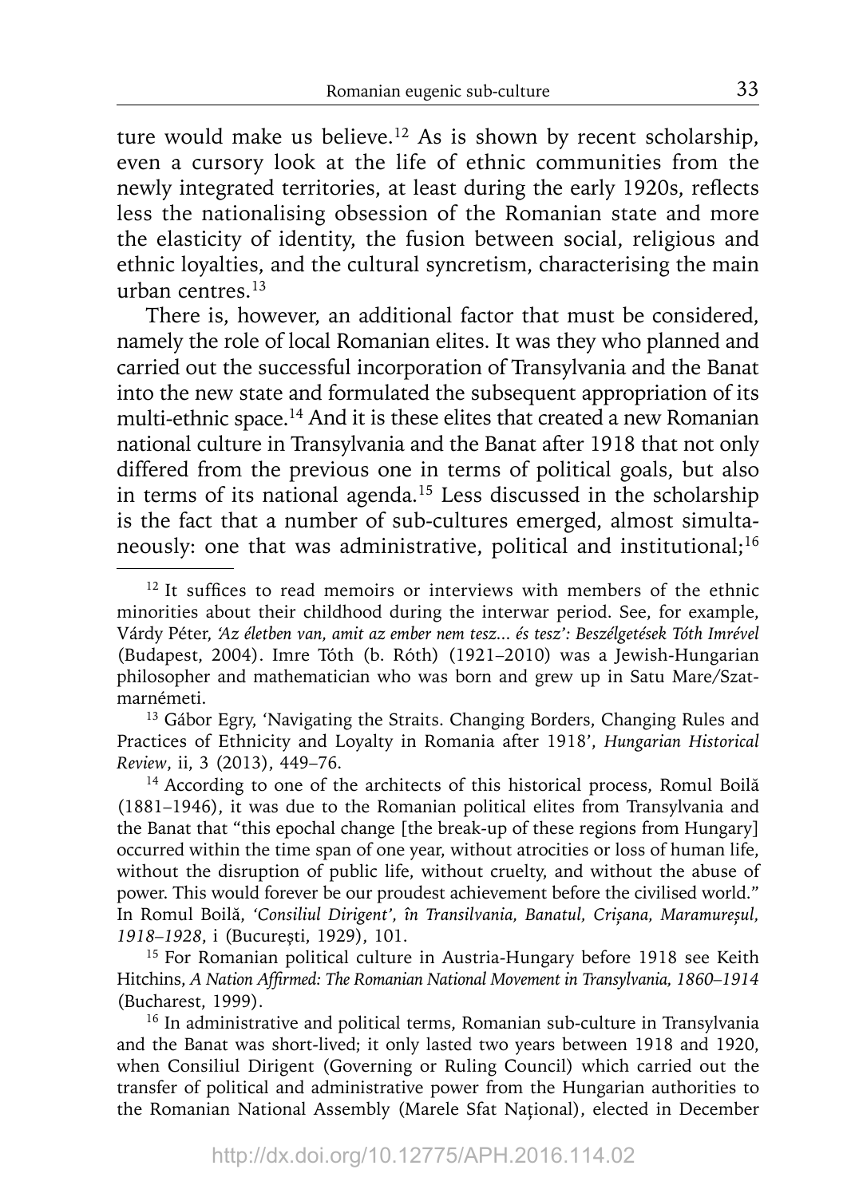ture would make us believe.[12] As is shown by recent scholarship, even a cursory look at the life of ethnic communities from the newly integrated territories, at least during the early 1920s, reflects less the nationalising obsession of the Romanian state and more the elasticity of identity, the fusion between social, religious and ethnic loyalties, and the cultural syncretism, characterising the main urban centres.[13]

There is, however, an additional factor that must be considered, namely the role of local Romanian elites. It was they who planned and carried out the successful incorporation of Transylvania and the Banat into the new state and formulated the subsequent appropriation of its multi-ethnic space.[14] And it is these elites that created a new Romanian national culture in Transylvania and the Banat after 1918 that not only differed from the previous one in terms of political goals, but also in terms of its national agenda.[15] Less discussed in the scholarship is the fact that a number of sub-cultures emerged, almost simultaneously: one that was administrative, political and institutional;[16]

---

[12] It suffices to read memoirs or interviews with members of the ethnic minorities about their childhood during the interwar period. See, for example, Várdy Péter, *'Az életben van, amit az ember nem tesz... és tesz': Beszélgetések Tóth Imrével* (Budapest, 2004). Imre Tóth (b. Róth) (1921–2010) was a Jewish-Hungarian philosopher and mathematician who was born and grew up in Satu Mare/Szatmarnémeti.

[13] Gábor Egry, 'Navigating the Straits. Changing Borders, Changing Rules and Practices of Ethnicity and Loyalty in Romania after 1918', *Hungarian Historical Review*, ii, 3 (2013), 449–76.

[14] According to one of the architects of this historical process, Romul Boilă (1881–1946), it was due to the Romanian political elites from Transylvania and the Banat that "this epochal change [the break-up of these regions from Hungary] occurred within the time span of one year, without atrocities or loss of human life, without the disruption of public life, without cruelty, and without the abuse of power. This would forever be our proudest achievement before the civilised world." In Romul Boilă, *'Consiliul Dirigent', în Transilvania, Banatul, Crișana, Maramureșul, 1918–1928*, i (București, 1929), 101.

[15] For Romanian political culture in Austria-Hungary before 1918 see Keith Hitchins, *A Nation Affirmed: The Romanian National Movement in Transylvania, 1860–1914* (Bucharest, 1999).

[16] In administrative and political terms, Romanian sub-culture in Transylvania and the Banat was short-lived; it only lasted two years between 1918 and 1920, when Consiliul Dirigent (Governing or Ruling Council) which carried out the transfer of political and administrative power from the Hungarian authorities to the Romanian National Assembly (Marele Sfat Național), elected in December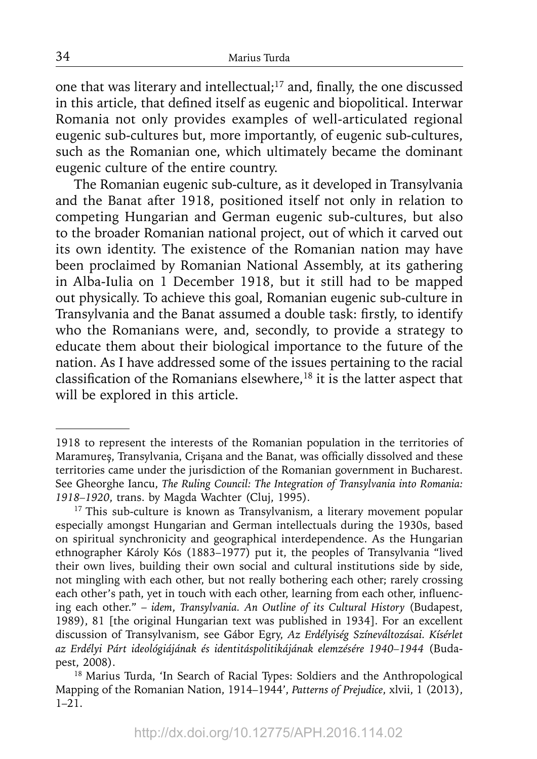one that was literary and intellectual;[17] and, finally, the one discussed in this article, that defined itself as eugenic and biopolitical. Interwar Romania not only provides examples of well-articulated regional eugenic sub-cultures but, more importantly, of eugenic sub-cultures, such as the Romanian one, which ultimately became the dominant eugenic culture of the entire country.

The Romanian eugenic sub-culture, as it developed in Transylvania and the Banat after 1918, positioned itself not only in relation to competing Hungarian and German eugenic sub-cultures, but also to the broader Romanian national project, out of which it carved out its own identity. The existence of the Romanian nation may have been proclaimed by Romanian National Assembly, at its gathering in Alba-Iulia on 1 December 1918, but it still had to be mapped out physically. To achieve this goal, Romanian eugenic sub-culture in Transylvania and the Banat assumed a double task: firstly, to identify who the Romanians were, and, secondly, to provide a strategy to educate them about their biological importance to the future of the nation. As I have addressed some of the issues pertaining to the racial classification of the Romanians elsewhere,[18] it is the latter aspect that will be explored in this article.

---

1918 to represent the interests of the Romanian population in the territories of Maramureș, Transylvania, Crișana and the Banat, was officially dissolved and these territories came under the jurisdiction of the Romanian government in Bucharest. See Gheorghe Iancu, *The Ruling Council: The Integration of Transylvania into Romania: 1918–1920*, trans. by Magda Wachter (Cluj, 1995).

[17] This sub-culture is known as Transylvanism, a literary movement popular especially amongst Hungarian and German intellectuals during the 1930s, based on spiritual synchronicity and geographical interdependence. As the Hungarian ethnographer Károly Kós (1883–1977) put it, the peoples of Transylvania "lived their own lives, building their own social and cultural institutions side by side, not mingling with each other, but not really bothering each other; rarely crossing each other's path, yet in touch with each other, learning from each other, influencing each other." – *idem*, *Transylvania. An Outline of its Cultural History* (Budapest, 1989), 81 [the original Hungarian text was published in 1934]. For an excellent discussion of Transylvanism, see Gábor Egry, *Az Erdélyiség Színeváltozásai. Kísérlet az Erdélyi Párt ideológiájának és identitáspolitikájának elemzésére 1940–1944* (Budapest, 2008).

[18] Marius Turda, 'In Search of Racial Types: Soldiers and the Anthropological Mapping of the Romanian Nation, 1914–1944', *Patterns of Prejudice*, xlvii, 1 (2013), 1–21.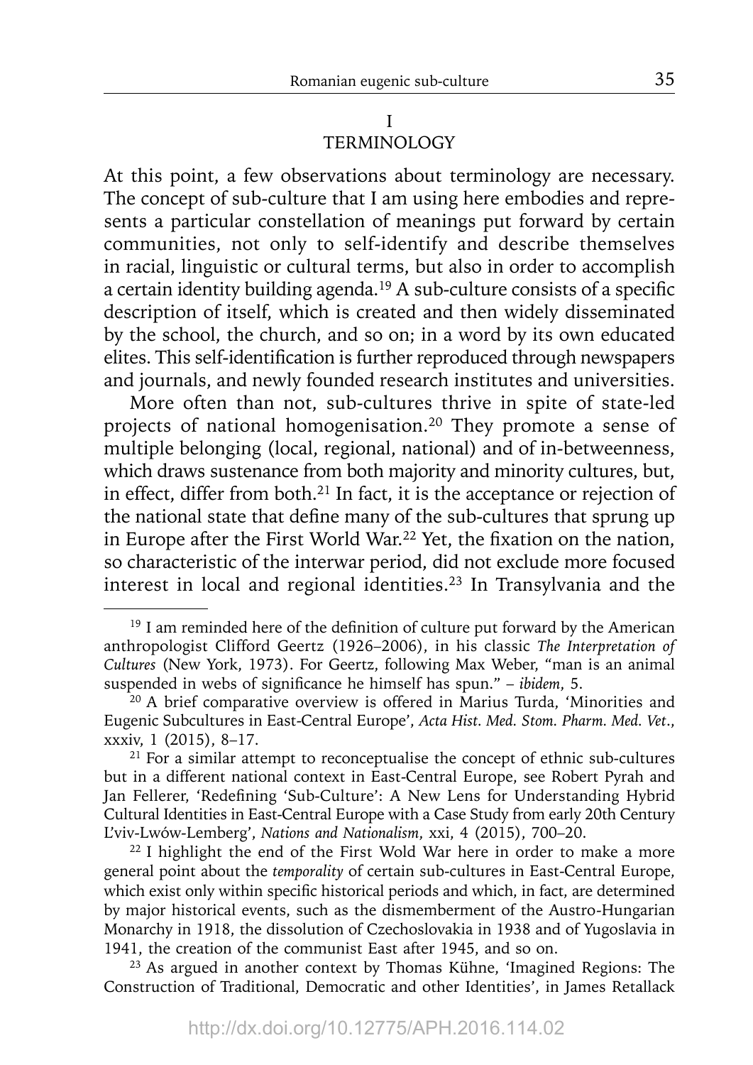## I
## TERMINOLOGY

At this point, a few observations about terminology are necessary. The concept of sub-culture that I am using here embodies and represents a particular constellation of meanings put forward by certain communities, not only to self-identify and describe themselves in racial, linguistic or cultural terms, but also in order to accomplish a certain identity building agenda.[19] A sub-culture consists of a specific description of itself, which is created and then widely disseminated by the school, the church, and so on; in a word by its own educated elites. This self-identification is further reproduced through newspapers and journals, and newly founded research institutes and universities.

More often than not, sub-cultures thrive in spite of state-led projects of national homogenisation.[20] They promote a sense of multiple belonging (local, regional, national) and of in-betweenness, which draws sustenance from both majority and minority cultures, but, in effect, differ from both.[21] In fact, it is the acceptance or rejection of the national state that define many of the sub-cultures that sprung up in Europe after the First World War.[22] Yet, the fixation on the nation, so characteristic of the interwar period, did not exclude more focused interest in local and regional identities.[23] In Transylvania and the

---

[19] I am reminded here of the definition of culture put forward by the American anthropologist Clifford Geertz (1926–2006), in his classic *The Interpretation of Cultures* (New York, 1973). For Geertz, following Max Weber, "man is an animal suspended in webs of significance he himself has spun." – *ibidem*, 5.

[20] A brief comparative overview is offered in Marius Turda, 'Minorities and Eugenic Subcultures in East-Central Europe', *Acta Hist. Med. Stom. Pharm. Med. Vet.*, xxxiv, 1 (2015), 8–17.

[21] For a similar attempt to reconceptualise the concept of ethnic sub-cultures but in a different national context in East-Central Europe, see Robert Pyrah and Jan Fellerer, 'Redefining 'Sub-Culture': A New Lens for Understanding Hybrid Cultural Identities in East-Central Europe with a Case Study from early 20th Century L'viv-Lwów-Lemberg', *Nations and Nationalism*, xxi, 4 (2015), 700–20.

[22] I highlight the end of the First Wold War here in order to make a more general point about the *temporality* of certain sub-cultures in East-Central Europe, which exist only within specific historical periods and which, in fact, are determined by major historical events, such as the dismemberment of the Austro-Hungarian Monarchy in 1918, the dissolution of Czechoslovakia in 1938 and of Yugoslavia in 1941, the creation of the communist East after 1945, and so on.

[23] As argued in another context by Thomas Kühne, 'Imagined Regions: The Construction of Traditional, Democratic and other Identities', in James Retallack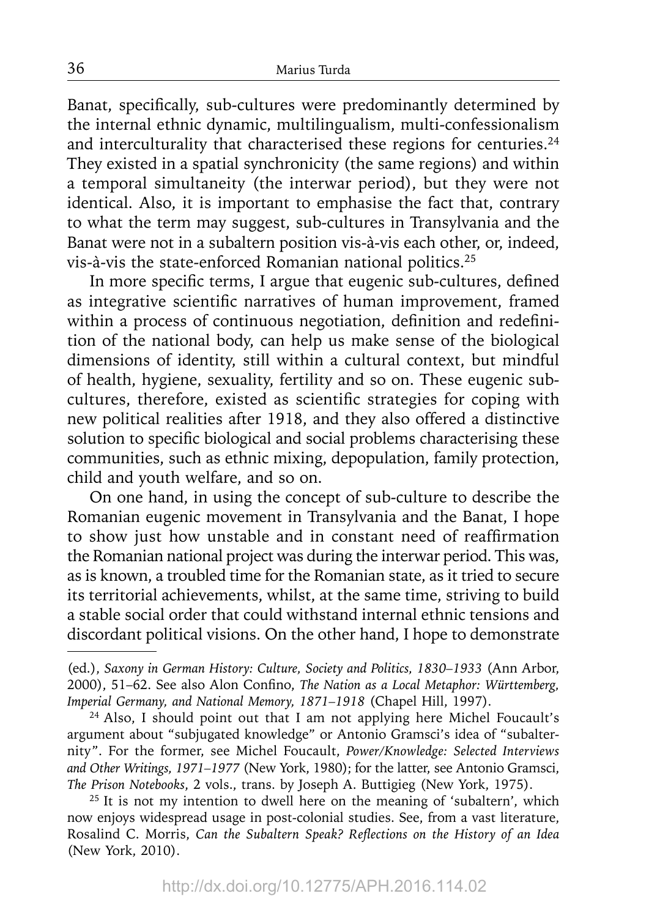Banat, specifically, sub-cultures were predominantly determined by the internal ethnic dynamic, multilingualism, multi-confessionalism and interculturality that characterised these regions for centuries.[24] They existed in a spatial synchronicity (the same regions) and within a temporal simultaneity (the interwar period), but they were not identical. Also, it is important to emphasise the fact that, contrary to what the term may suggest, sub-cultures in Transylvania and the Banat were not in a subaltern position vis-à-vis each other, or, indeed, vis-à-vis the state-enforced Romanian national politics.[25]

In more specific terms, I argue that eugenic sub-cultures, defined as integrative scientific narratives of human improvement, framed within a process of continuous negotiation, definition and redefinition of the national body, can help us make sense of the biological dimensions of identity, still within a cultural context, but mindful of health, hygiene, sexuality, fertility and so on. These eugenic sub-cultures, therefore, existed as scientific strategies for coping with new political realities after 1918, and they also offered a distinctive solution to specific biological and social problems characterising these communities, such as ethnic mixing, depopulation, family protection, child and youth welfare, and so on.

On one hand, in using the concept of sub-culture to describe the Romanian eugenic movement in Transylvania and the Banat, I hope to show just how unstable and in constant need of reaffirmation the Romanian national project was during the interwar period. This was, as is known, a troubled time for the Romanian state, as it tried to secure its territorial achievements, whilst, at the same time, striving to build a stable social order that could withstand internal ethnic tensions and discordant political visions. On the other hand, I hope to demonstrate

---

(ed.), *Saxony in German History: Culture, Society and Politics, 1830–1933* (Ann Arbor, 2000), 51–62. See also Alon Confino, *The Nation as a Local Metaphor: Württemberg, Imperial Germany, and National Memory, 1871–1918* (Chapel Hill, 1997).

[24] Also, I should point out that I am not applying here Michel Foucault's argument about "subjugated knowledge" or Antonio Gramsci's idea of "subalternity". For the former, see Michel Foucault, *Power/Knowledge: Selected Interviews and Other Writings, 1971–1977* (New York, 1980); for the latter, see Antonio Gramsci, *The Prison Notebooks*, 2 vols., trans. by Joseph A. Buttigieg (New York, 1975).

[25] It is not my intention to dwell here on the meaning of 'subaltern', which now enjoys widespread usage in post-colonial studies. See, from a vast literature, Rosalind C. Morris, *Can the Subaltern Speak? Reflections on the History of an Idea* (New York, 2010).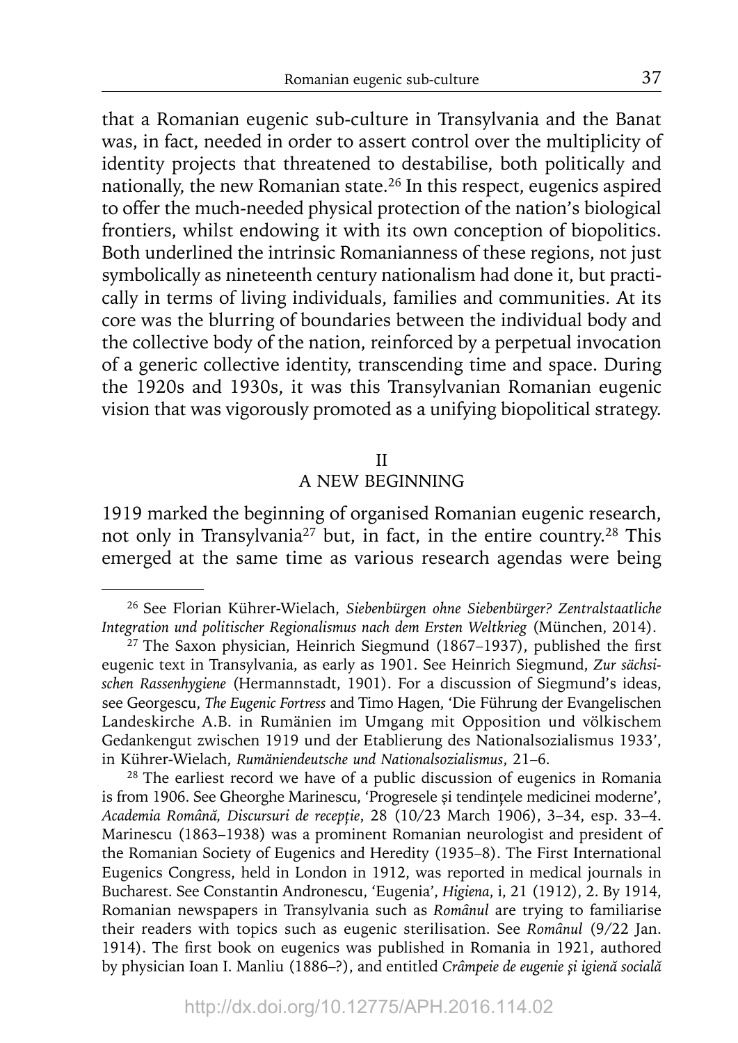that a Romanian eugenic sub-culture in Transylvania and the Banat was, in fact, needed in order to assert control over the multiplicity of identity projects that threatened to destabilise, both politically and nationally, the new Romanian state.[26] In this respect, eugenics aspired to offer the much-needed physical protection of the nation's biological frontiers, whilst endowing it with its own conception of biopolitics. Both underlined the intrinsic Romanianness of these regions, not just symbolically as nineteenth century nationalism had done it, but practically in terms of living individuals, families and communities. At its core was the blurring of boundaries between the individual body and the collective body of the nation, reinforced by a perpetual invocation of a generic collective identity, transcending time and space. During the 1920s and 1930s, it was this Transylvanian Romanian eugenic vision that was vigorously promoted as a unifying biopolitical strategy.

## II
## A NEW BEGINNING

1919 marked the beginning of organised Romanian eugenic research, not only in Transylvania[27] but, in fact, in the entire country.[28] This emerged at the same time as various research agendas were being

---

[26] See Florian Kührer-Wielach, *Siebenbürgen ohne Siebenbürger? Zentralstaatliche Integration und politischer Regionalismus nach dem Ersten Weltkrieg* (München, 2014).

[27] The Saxon physician, Heinrich Siegmund (1867–1937), published the first eugenic text in Transylvania, as early as 1901. See Heinrich Siegmund, *Zur sächsischen Rassenhygiene* (Hermannstadt, 1901). For a discussion of Siegmund's ideas, see Georgescu, *The Eugenic Fortress* and Timo Hagen, 'Die Führung der Evangelischen Landeskirche A.B. in Rumänien im Umgang mit Opposition und völkischem Gedankengut zwischen 1919 und der Etablierung des Nationalsozialismus 1933', in Kührer-Wielach, *Rumäniendeutsche und Nationalsozialismus*, 21–6.

[28] The earliest record we have of a public discussion of eugenics in Romania is from 1906. See Gheorghe Marinescu, 'Progresele și tendințele medicinei moderne', *Academia Română, Discursuri de recepție*, 28 (10/23 March 1906), 3–34, esp. 33–4. Marinescu (1863–1938) was a prominent Romanian neurologist and president of the Romanian Society of Eugenics and Heredity (1935–8). The First International Eugenics Congress, held in London in 1912, was reported in medical journals in Bucharest. See Constantin Andronescu, 'Eugenia', *Higiena*, i, 21 (1912), 2. By 1914, Romanian newspapers in Transylvania such as *Românul* are trying to familiarise their readers with topics such as eugenic sterilisation. See *Românul* (9/22 Jan. 1914). The first book on eugenics was published in Romania in 1921, authored by physician Ioan I. Manliu (1886–?), and entitled *Crâmpeie de eugenie și igienă socială*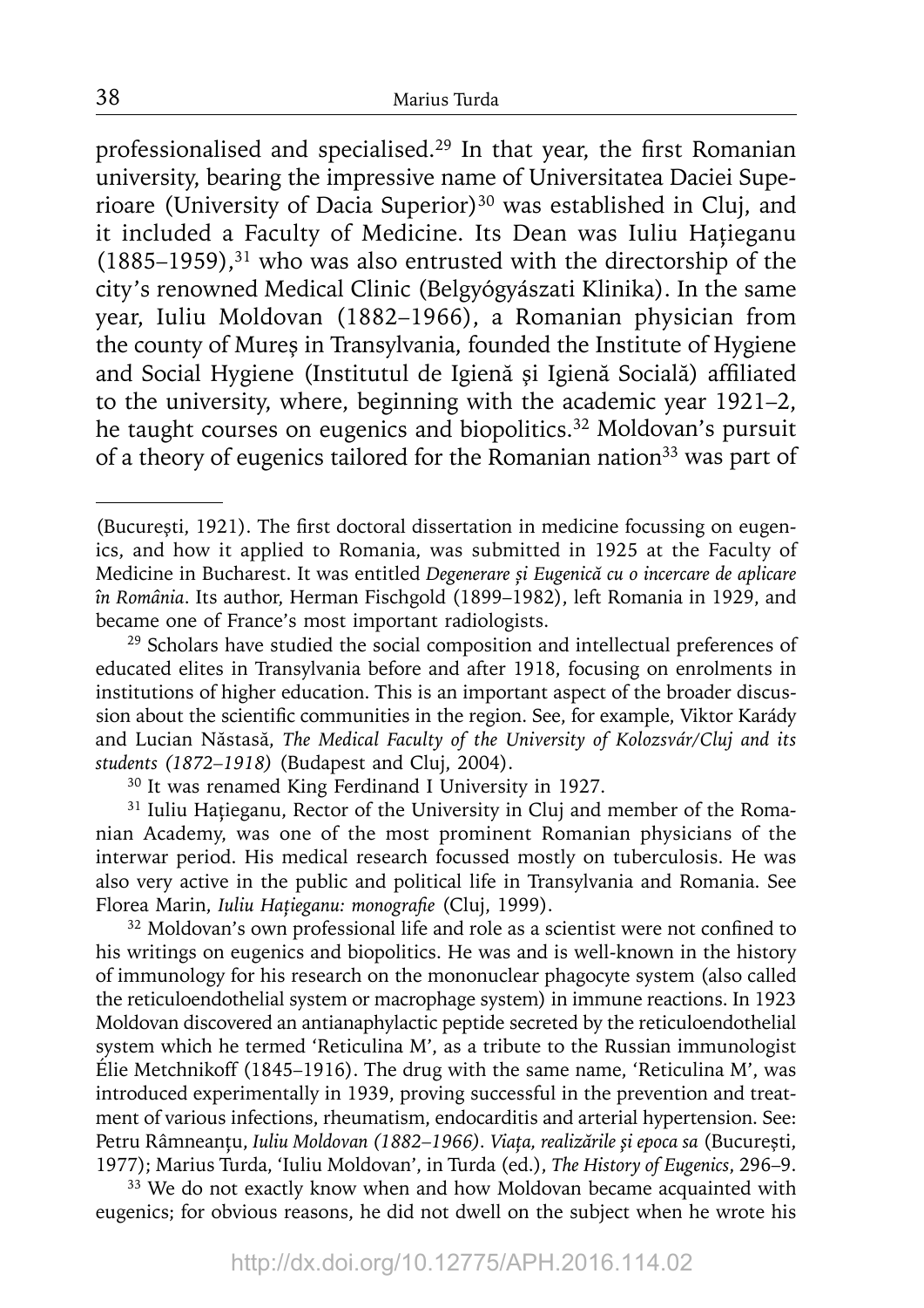professionalised and specialised.[29] In that year, the first Romanian university, bearing the impressive name of Universitatea Daciei Superioare (University of Dacia Superior)[30] was established in Cluj, and it included a Faculty of Medicine. Its Dean was Iuliu Hațieganu (1885–1959),[31] who was also entrusted with the directorship of the city's renowned Medical Clinic (Belgyógyászati Klinika). In the same year, Iuliu Moldovan (1882–1966), a Romanian physician from the county of Mureș in Transylvania, founded the Institute of Hygiene and Social Hygiene (Institutul de Igienă și Igienă Socială) affiliated to the university, where, beginning with the academic year 1921–2, he taught courses on eugenics and biopolitics.[32] Moldovan's pursuit of a theory of eugenics tailored for the Romanian nation[33] was part of

---

(București, 1921). The first doctoral dissertation in medicine focussing on eugenics, and how it applied to Romania, was submitted in 1925 at the Faculty of Medicine in Bucharest. It was entitled *Degenerare și Eugenică cu o incercare de aplicare în România*. Its author, Herman Fischgold (1899–1982), left Romania in 1929, and became one of France's most important radiologists.

[29] Scholars have studied the social composition and intellectual preferences of educated elites in Transylvania before and after 1918, focusing on enrolments in institutions of higher education. This is an important aspect of the broader discussion about the scientific communities in the region. See, for example, Viktor Karády and Lucian Năstasă, *The Medical Faculty of the University of Kolozsvár/Cluj and its students (1872–1918)* (Budapest and Cluj, 2004).

[30] It was renamed King Ferdinand I University in 1927.

[31] Iuliu Hațieganu, Rector of the University in Cluj and member of the Romanian Academy, was one of the most prominent Romanian physicians of the interwar period. His medical research focussed mostly on tuberculosis. He was also very active in the public and political life in Transylvania and Romania. See Florea Marin, *Iuliu Hațieganu: monografie* (Cluj, 1999).

[32] Moldovan's own professional life and role as a scientist were not confined to his writings on eugenics and biopolitics. He was and is well-known in the history of immunology for his research on the mononuclear phagocyte system (also called the reticuloendothelial system or macrophage system) in immune reactions. In 1923 Moldovan discovered an antianaphylactic peptide secreted by the reticuloendothelial system which he termed 'Reticulina M', as a tribute to the Russian immunologist Élie Metchnikoff (1845–1916). The drug with the same name, 'Reticulina M', was introduced experimentally in 1939, proving successful in the prevention and treatment of various infections, rheumatism, endocarditis and arterial hypertension. See: Petru Râmneanțu, *Iuliu Moldovan (1882–1966). Viața, realizările și epoca sa* (București, 1977); Marius Turda, 'Iuliu Moldovan', in Turda (ed.), *The History of Eugenics*, 296–9.

[33] We do not exactly know when and how Moldovan became acquainted with eugenics; for obvious reasons, he did not dwell on the subject when he wrote his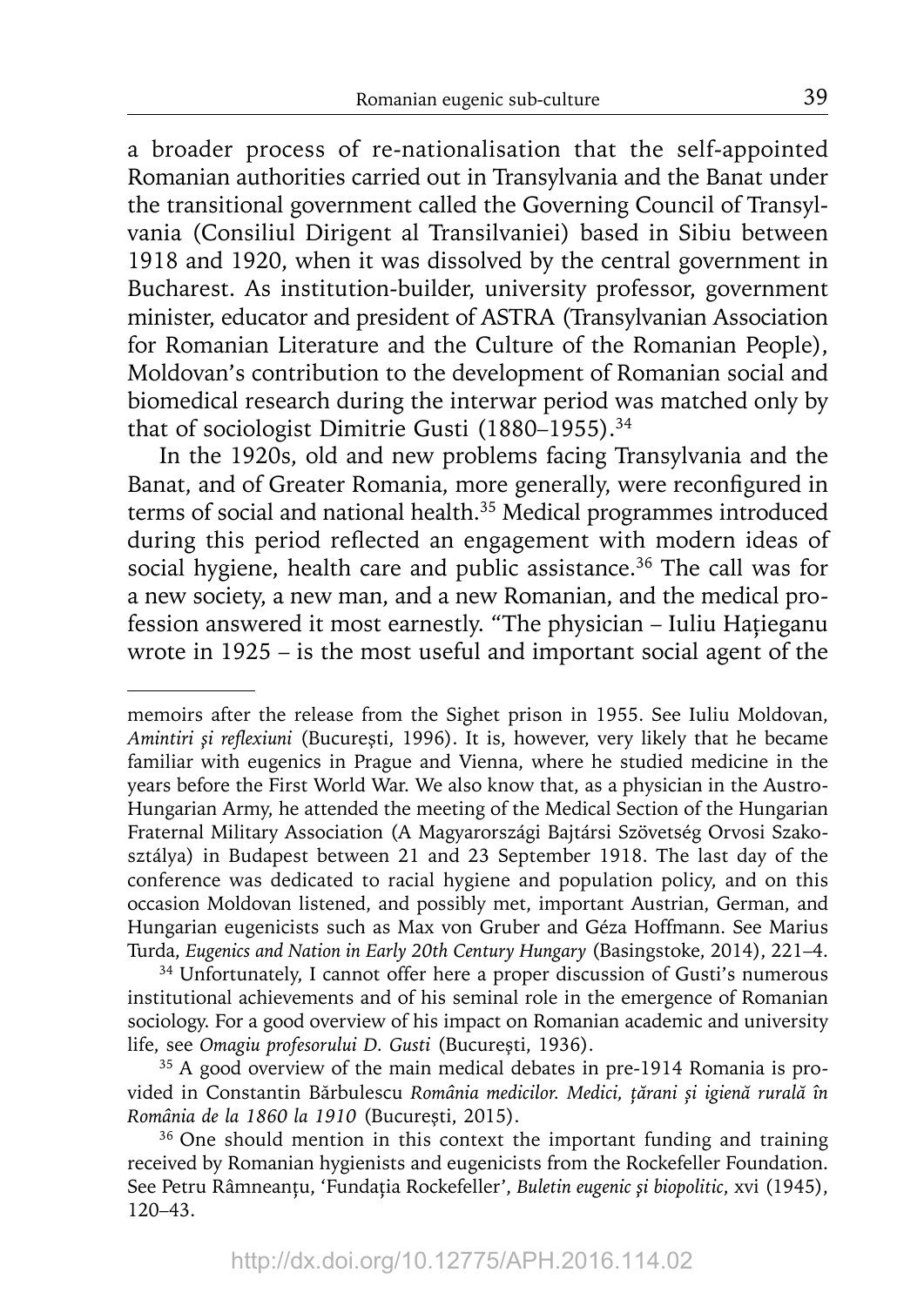a broader process of re-nationalisation that the self-appointed Romanian authorities carried out in Transylvania and the Banat under the transitional government called the Governing Council of Transylvania (Consiliul Dirigent al Transilvaniei) based in Sibiu between 1918 and 1920, when it was dissolved by the central government in Bucharest. As institution-builder, university professor, government minister, educator and president of ASTRA (Transylvanian Association for Romanian Literature and the Culture of the Romanian People), Moldovan's contribution to the development of Romanian social and biomedical research during the interwar period was matched only by that of sociologist Dimitrie Gusti (1880–1955).[34]

In the 1920s, old and new problems facing Transylvania and the Banat, and of Greater Romania, more generally, were reconfigured in terms of social and national health.[35] Medical programmes introduced during this period reflected an engagement with modern ideas of social hygiene, health care and public assistance.[36] The call was for a new society, a new man, and a new Romanian, and the medical profession answered it most earnestly. "The physician – Iuliu Hațieganu wrote in 1925 – is the most useful and important social agent of the

---

memoirs after the release from the Sighet prison in 1955. See Iuliu Moldovan, *Amintiri și reflexiuni* (București, 1996). It is, however, very likely that he became familiar with eugenics in Prague and Vienna, where he studied medicine in the years before the First World War. We also know that, as a physician in the Austro-Hungarian Army, he attended the meeting of the Medical Section of the Hungarian Fraternal Military Association (A Magyarországi Bajtársi Szövetség Orvosi Szakosztálya) in Budapest between 21 and 23 September 1918. The last day of the conference was dedicated to racial hygiene and population policy, and on this occasion Moldovan listened, and possibly met, important Austrian, German, and Hungarian eugenicists such as Max von Gruber and Géza Hoffmann. See Marius Turda, *Eugenics and Nation in Early 20th Century Hungary* (Basingstoke, 2014), 221–4.

[34] Unfortunately, I cannot offer here a proper discussion of Gusti's numerous institutional achievements and of his seminal role in the emergence of Romanian sociology. For a good overview of his impact on Romanian academic and university life, see *Omagiu profesorului D. Gusti* (București, 1936).

[35] A good overview of the main medical debates in pre-1914 Romania is provided in Constantin Bărbulescu *România medicilor. Medici, țărani și igienă rurală în România de la 1860 la 1910* (București, 2015).

[36] One should mention in this context the important funding and training received by Romanian hygienists and eugenicists from the Rockefeller Foundation. See Petru Râmneanțu, 'Fundația Rockefeller', *Buletin eugenic și biopolitic*, xvi (1945), 120–43.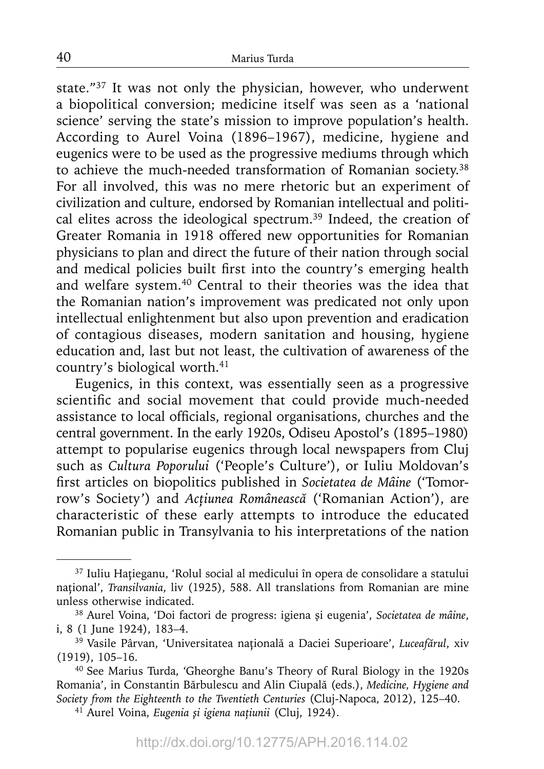state."[37] It was not only the physician, however, who underwent a biopolitical conversion; medicine itself was seen as a 'national science' serving the state's mission to improve population's health. According to Aurel Voina (1896–1967), medicine, hygiene and eugenics were to be used as the progressive mediums through which to achieve the much-needed transformation of Romanian society.[38] For all involved, this was no mere rhetoric but an experiment of civilization and culture, endorsed by Romanian intellectual and political elites across the ideological spectrum.[39] Indeed, the creation of Greater Romania in 1918 offered new opportunities for Romanian physicians to plan and direct the future of their nation through social and medical policies built first into the country's emerging health and welfare system.[40] Central to their theories was the idea that the Romanian nation's improvement was predicated not only upon intellectual enlightenment but also upon prevention and eradication of contagious diseases, modern sanitation and housing, hygiene education and, last but not least, the cultivation of awareness of the country's biological worth.[41]

Eugenics, in this context, was essentially seen as a progressive scientific and social movement that could provide much-needed assistance to local officials, regional organisations, churches and the central government. In the early 1920s, Odiseu Apostol's (1895–1980) attempt to popularise eugenics through local newspapers from Cluj such as *Cultura Poporului* ('People's Culture'), or Iuliu Moldovan's first articles on biopolitics published in *Societatea de Mâine* ('Tomorrow's Society') and *Acțiunea Românească* ('Romanian Action'), are characteristic of these early attempts to introduce the educated Romanian public in Transylvania to his interpretations of the nation

---

[37] Iuliu Hațieganu, 'Rolul social al medicului în opera de consolidare a statului național', *Transilvania*, liv (1925), 588. All translations from Romanian are mine unless otherwise indicated.

[38] Aurel Voina, 'Doi factori de progress: igiena și eugenia', *Societatea de mâine*, i, 8 (1 June 1924), 183–4.

[39] Vasile Pârvan, 'Universitatea națională a Daciei Superioare', *Luceafărul*, xiv (1919), 105–16.

[40] See Marius Turda, 'Gheorghe Banu's Theory of Rural Biology in the 1920s Romania', in Constantin Bărbulescu and Alin Ciupală (eds.), *Medicine, Hygiene and Society from the Eighteenth to the Twentieth Centuries* (Cluj-Napoca, 2012), 125–40.

[41] Aurel Voina, *Eugenia și igiena națiunii* (Cluj, 1924).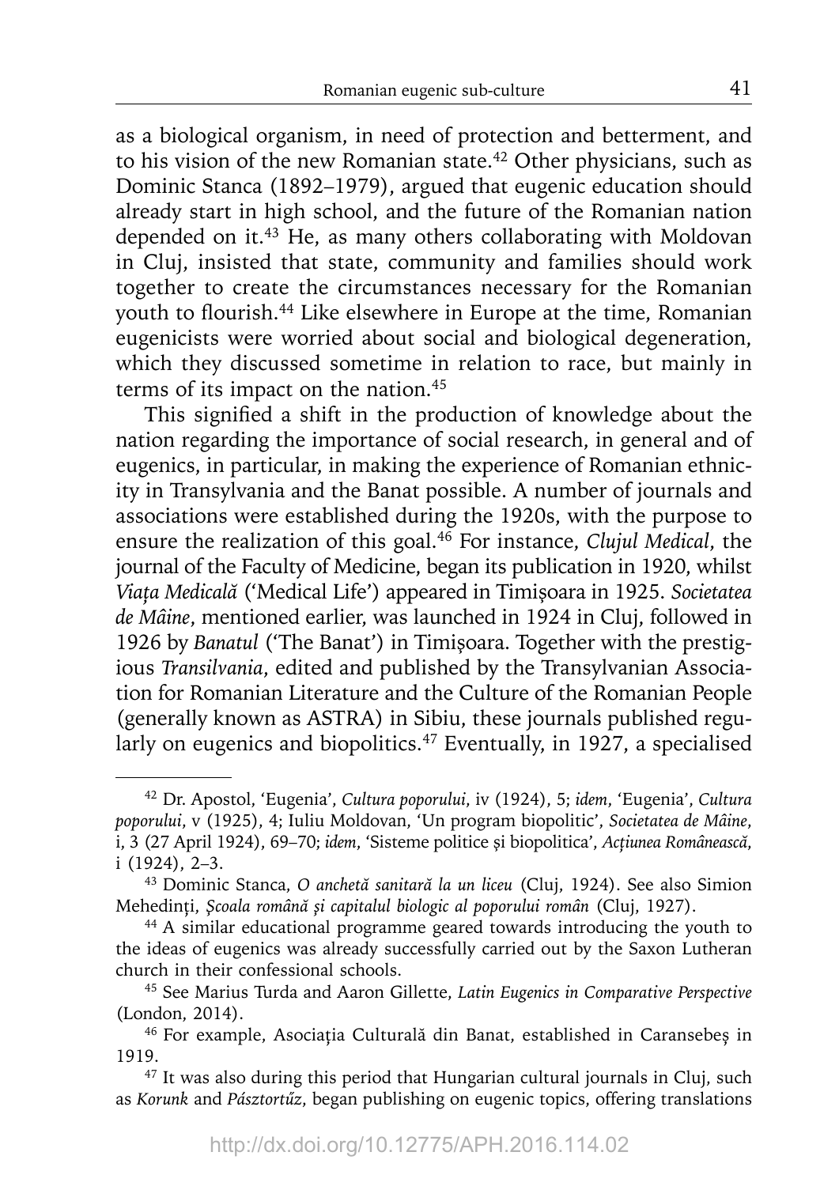as a biological organism, in need of protection and betterment, and to his vision of the new Romanian state.[42] Other physicians, such as Dominic Stanca (1892–1979), argued that eugenic education should already start in high school, and the future of the Romanian nation depended on it.[43] He, as many others collaborating with Moldovan in Cluj, insisted that state, community and families should work together to create the circumstances necessary for the Romanian youth to flourish.[44] Like elsewhere in Europe at the time, Romanian eugenicists were worried about social and biological degeneration, which they discussed sometime in relation to race, but mainly in terms of its impact on the nation.[45]

This signified a shift in the production of knowledge about the nation regarding the importance of social research, in general and of eugenics, in particular, in making the experience of Romanian ethnicity in Transylvania and the Banat possible. A number of journals and associations were established during the 1920s, with the purpose to ensure the realization of this goal.[46] For instance, *Clujul Medical*, the journal of the Faculty of Medicine, began its publication in 1920, whilst *Viața Medicală* ('Medical Life') appeared in Timișoara in 1925. *Societatea de Mâine*, mentioned earlier, was launched in 1924 in Cluj, followed in 1926 by *Banatul* ('The Banat') in Timișoara. Together with the prestigious *Transilvania*, edited and published by the Transylvanian Association for Romanian Literature and the Culture of the Romanian People (generally known as ASTRA) in Sibiu, these journals published regularly on eugenics and biopolitics.[47] Eventually, in 1927, a specialised

---

[42] Dr. Apostol, 'Eugenia', *Cultura poporului*, iv (1924), 5; *idem*, 'Eugenia', *Cultura poporului*, v (1925), 4; Iuliu Moldovan, 'Un program biopolitic', *Societatea de Mâine*, i, 3 (27 April 1924), 69–70; *idem*, 'Sisteme politice și biopolitica', *Acțiunea Românească*, i (1924), 2–3.

[43] Dominic Stanca, *O anchetă sanitară la un liceu* (Cluj, 1924). See also Simion Mehedinți, *Şcoala română şi capitalul biologic al poporului român* (Cluj, 1927).

[44] A similar educational programme geared towards introducing the youth to the ideas of eugenics was already successfully carried out by the Saxon Lutheran church in their confessional schools.

[45] See Marius Turda and Aaron Gillette, *Latin Eugenics in Comparative Perspective* (London, 2014).

[46] For example, Asociația Culturală din Banat, established in Caransebeș in 1919.

[47] It was also during this period that Hungarian cultural journals in Cluj, such as *Korunk* and *Pásztortűz*, began publishing on eugenic topics, offering translations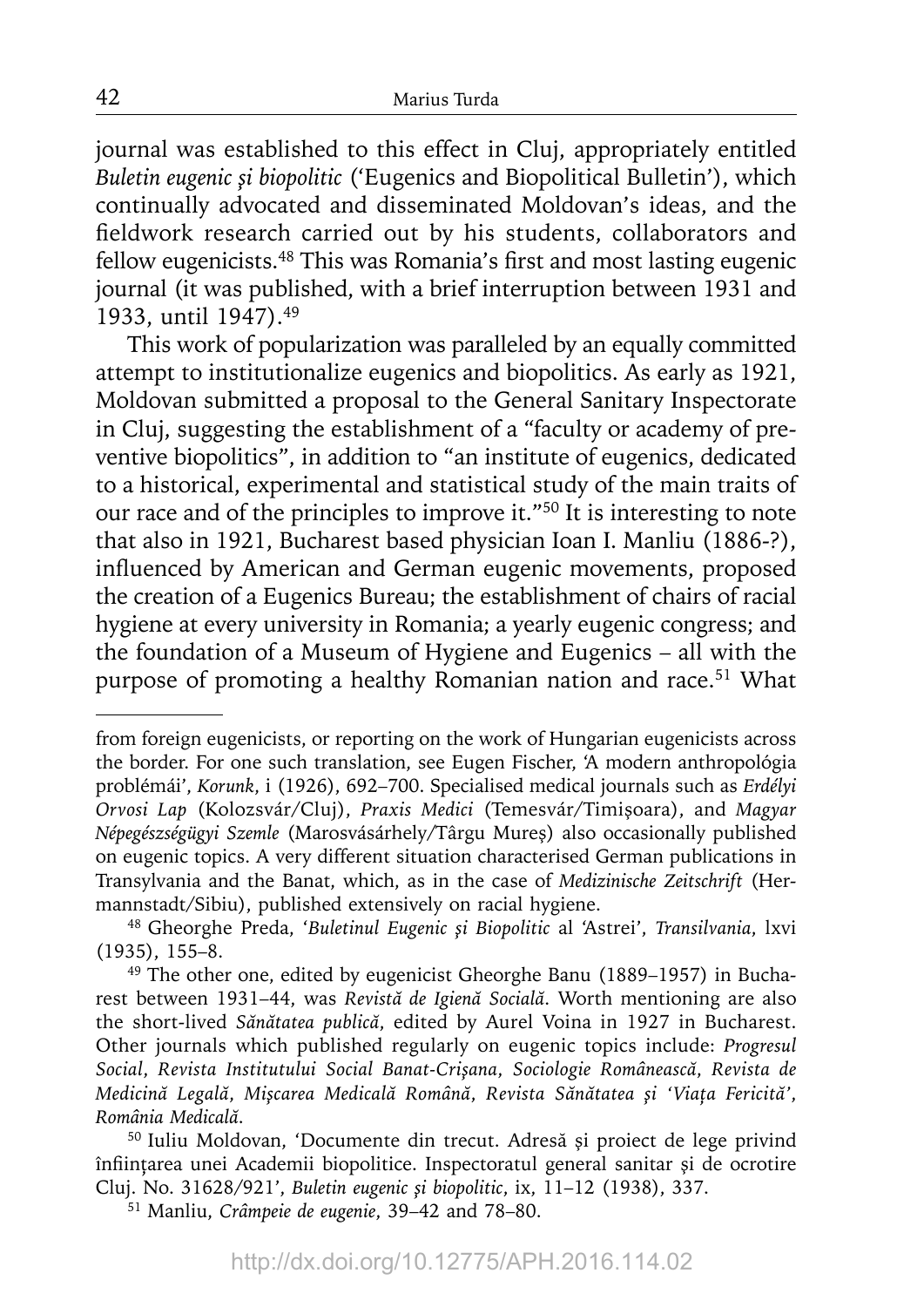journal was established to this effect in Cluj, appropriately entitled *Buletin eugenic şi biopolitic* ('Eugenics and Biopolitical Bulletin'), which continually advocated and disseminated Moldovan's ideas, and the fieldwork research carried out by his students, collaborators and fellow eugenicists.[48] This was Romania's first and most lasting eugenic journal (it was published, with a brief interruption between 1931 and 1933, until 1947).[49]

This work of popularization was paralleled by an equally committed attempt to institutionalize eugenics and biopolitics. As early as 1921, Moldovan submitted a proposal to the General Sanitary Inspectorate in Cluj, suggesting the establishment of a "faculty or academy of preventive biopolitics", in addition to "an institute of eugenics, dedicated to a historical, experimental and statistical study of the main traits of our race and of the principles to improve it."[50] It is interesting to note that also in 1921, Bucharest based physician Ioan I. Manliu (1886-?), influenced by American and German eugenic movements, proposed the creation of a Eugenics Bureau; the establishment of chairs of racial hygiene at every university in Romania; a yearly eugenic congress; and the foundation of a Museum of Hygiene and Eugenics – all with the purpose of promoting a healthy Romanian nation and race.[51] What

---

from foreign eugenicists, or reporting on the work of Hungarian eugenicists across the border. For one such translation, see Eugen Fischer, 'A modern anthropológia problémái', *Korunk*, i (1926), 692–700. Specialised medical journals such as *Erdélyi Orvosi Lap* (Kolozsvár/Cluj), *Praxis Medici* (Temesvár/Timişoara), and *Magyar Népegészségügyi Szemle* (Marosvásárhely/Târgu Mureş) also occasionally published on eugenic topics. A very different situation characterised German publications in Transylvania and the Banat, which, as in the case of *Medizinische Zeitschrift* (Hermannstadt/Sibiu), published extensively on racial hygiene.

[48] Gheorghe Preda, '*Buletinul Eugenic şi Biopolitic* al 'Astrei', *Transilvania*, lxvi (1935), 155–8.

[49] The other one, edited by eugenicist Gheorghe Banu (1889–1957) in Bucharest between 1931–44, was *Revistă de Igienă Socială*. Worth mentioning are also the short-lived *Sănătatea publică*, edited by Aurel Voina in 1927 in Bucharest. Other journals which published regularly on eugenic topics include: *Progresul Social*, *Revista Institutului Social Banat-Crişana*, *Sociologie Românească*, *Revista de Medicină Legală*, *Mişcarea Medicală Română*, *Revista Sănătatea şi 'Viaţa Fericită'*, *România Medicală*.

[50] Iuliu Moldovan, 'Documente din trecut. Adresă şi proiect de lege privind înfiinţarea unei Academii biopolitice. Inspectoratul general sanitar şi de ocrotire Cluj. No. 31628/921', *Buletin eugenic şi biopolitic*, ix, 11–12 (1938), 337.

[51] Manliu, *Crâmpeie de eugenie*, 39–42 and 78–80.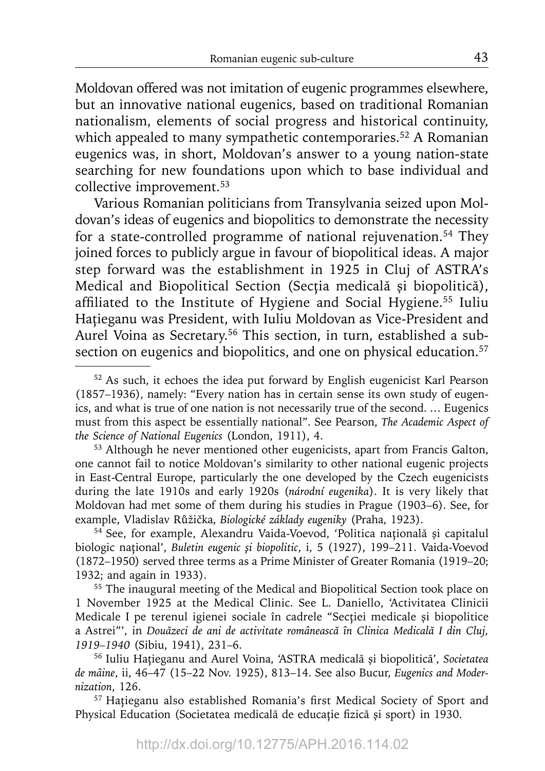Moldovan offered was not imitation of eugenic programmes elsewhere, but an innovative national eugenics, based on traditional Romanian nationalism, elements of social progress and historical continuity, which appealed to many sympathetic contemporaries.[52] A Romanian eugenics was, in short, Moldovan's answer to a young nation-state searching for new foundations upon which to base individual and collective improvement.[53]

Various Romanian politicians from Transylvania seized upon Moldovan's ideas of eugenics and biopolitics to demonstrate the necessity for a state-controlled programme of national rejuvenation.[54] They joined forces to publicly argue in favour of biopolitical ideas. A major step forward was the establishment in 1925 in Cluj of ASTRA's Medical and Biopolitical Section (Secția medicală și biopolitică), affiliated to the Institute of Hygiene and Social Hygiene.[55] Iuliu Hațieganu was President, with Iuliu Moldovan as Vice-President and Aurel Voina as Secretary.[56] This section, in turn, established a sub-section on eugenics and biopolitics, and one on physical education.[57]

---

[52] As such, it echoes the idea put forward by English eugenicist Karl Pearson (1857–1936), namely: "Every nation has in certain sense its own study of eugenics, and what is true of one nation is not necessarily true of the second. … Eugenics must from this aspect be essentially national". See Pearson, *The Academic Aspect of the Science of National Eugenics* (London, 1911), 4.

[53] Although he never mentioned other eugenicists, apart from Francis Galton, one cannot fail to notice Moldovan's similarity to other national eugenic projects in East-Central Europe, particularly the one developed by the Czech eugenicists during the late 1910s and early 1920s (*národní eugenika*). It is very likely that Moldovan had met some of them during his studies in Prague (1903–6). See, for example, Vladislav Růžička, *Biologické základy eugeniky* (Praha, 1923).

[54] See, for example, Alexandru Vaida-Voevod, 'Politica națională și capitalul biologic național', *Buletin eugenic și biopolitic*, i, 5 (1927), 199–211. Vaida-Voevod (1872–1950) served three terms as a Prime Minister of Greater Romania (1919–20; 1932; and again in 1933).

[55] The inaugural meeting of the Medical and Biopolitical Section took place on 1 November 1925 at the Medical Clinic. See L. Daniello, 'Activitatea Clinicii Medicale I pe terenul igienei sociale în cadrele "Secției medicale și biopolitice a Astrei"', in *Douăzeci de ani de activitate românească în Clinica Medicală I din Cluj, 1919–1940* (Sibiu, 1941), 231–6.

[56] Iuliu Hațieganu and Aurel Voina, 'ASTRA medicală și biopolitică', *Societatea de mâine*, ii, 46–47 (15–22 Nov. 1925), 813–14. See also Bucur, *Eugenics and Modernization*, 126.

[57] Hațieganu also established Romania's first Medical Society of Sport and Physical Education (Societatea medicală de educație fizică și sport) in 1930.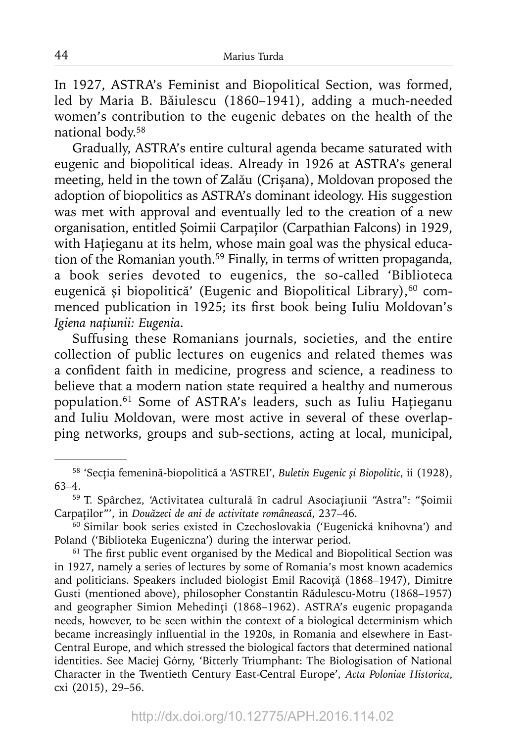In 1927, ASTRA's Feminist and Biopolitical Section, was formed, led by Maria B. Băiulescu (1860–1941), adding a much-needed women's contribution to the eugenic debates on the health of the national body.[58]

Gradually, ASTRA's entire cultural agenda became saturated with eugenic and biopolitical ideas. Already in 1926 at ASTRA's general meeting, held in the town of Zalău (Crișana), Moldovan proposed the adoption of biopolitics as ASTRA's dominant ideology. His suggestion was met with approval and eventually led to the creation of a new organisation, entitled Șoimii Carpaților (Carpathian Falcons) in 1929, with Hațieganu at its helm, whose main goal was the physical education of the Romanian youth.[59] Finally, in terms of written propaganda, a book series devoted to eugenics, the so-called 'Biblioteca eugenică și biopolitică' (Eugenic and Biopolitical Library),[60] commenced publication in 1925; its first book being Iuliu Moldovan's *Igiena națiunii: Eugenia*.

Suffusing these Romanians journals, societies, and the entire collection of public lectures on eugenics and related themes was a confident faith in medicine, progress and science, a readiness to believe that a modern nation state required a healthy and numerous population.[61] Some of ASTRA's leaders, such as Iuliu Hațieganu and Iuliu Moldovan, were most active in several of these overlapping networks, groups and sub-sections, acting at local, municipal,

---

[58] 'Secția femenină-biopolitică a 'ASTREI', *Buletin Eugenic și Biopolitic*, ii (1928), 63–4.

[59] T. Spârchez, 'Activitatea culturală în cadrul Asociațiunii "Astra": "Șoimii Carpaților"', in *Douăzeci de ani de activitate românească*, 237–46.

[60] Similar book series existed in Czechoslovakia ('Eugenická knihovna') and Poland ('Biblioteka Eugeniczna') during the interwar period.

[61] The first public event organised by the Medical and Biopolitical Section was in 1927, namely a series of lectures by some of Romania's most known academics and politicians. Speakers included biologist Emil Racoviță (1868–1947), Dimitre Gusti (mentioned above), philosopher Constantin Rădulescu-Motru (1868–1957) and geographer Simion Mehedinți (1868–1962). ASTRA's eugenic propaganda needs, however, to be seen within the context of a biological determinism which became increasingly influential in the 1920s, in Romania and elsewhere in East-Central Europe, and which stressed the biological factors that determined national identities. See Maciej Górny, 'Bitterly Triumphant: The Biologisation of National Character in the Twentieth Century East-Central Europe', *Acta Poloniae Historica*, cxi (2015), 29–56.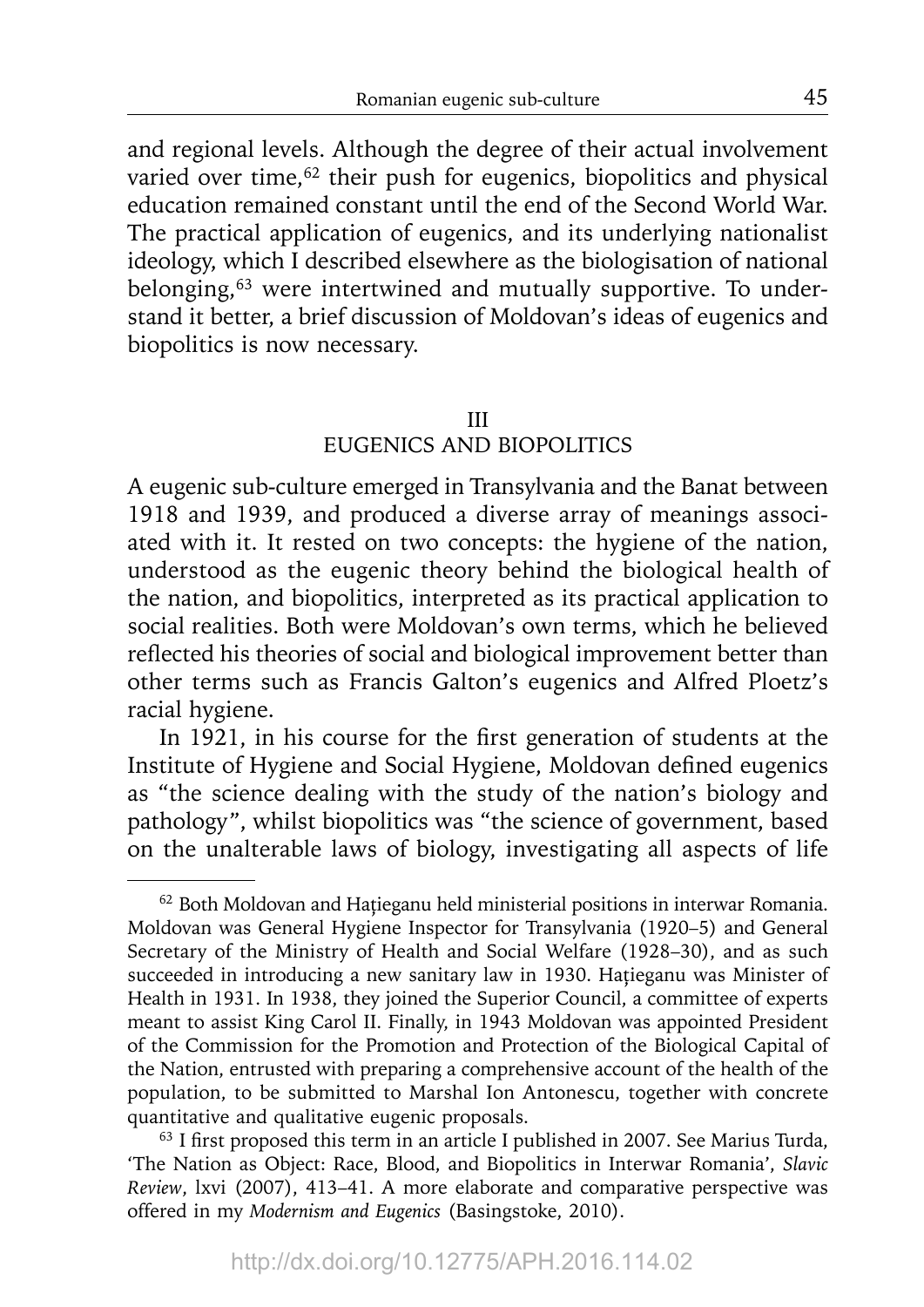and regional levels. Although the degree of their actual involvement varied over time,[62] their push for eugenics, biopolitics and physical education remained constant until the end of the Second World War. The practical application of eugenics, and its underlying nationalist ideology, which I described elsewhere as the biologisation of national belonging,[63] were intertwined and mutually supportive. To understand it better, a brief discussion of Moldovan's ideas of eugenics and biopolitics is now necessary.

## III
## EUGENICS AND BIOPOLITICS

A eugenic sub-culture emerged in Transylvania and the Banat between 1918 and 1939, and produced a diverse array of meanings associated with it. It rested on two concepts: the hygiene of the nation, understood as the eugenic theory behind the biological health of the nation, and biopolitics, interpreted as its practical application to social realities. Both were Moldovan's own terms, which he believed reflected his theories of social and biological improvement better than other terms such as Francis Galton's eugenics and Alfred Ploetz's racial hygiene.

In 1921, in his course for the first generation of students at the Institute of Hygiene and Social Hygiene, Moldovan defined eugenics as "the science dealing with the study of the nation's biology and pathology", whilst biopolitics was "the science of government, based on the unalterable laws of biology, investigating all aspects of life

---

[62] Both Moldovan and Hațieganu held ministerial positions in interwar Romania. Moldovan was General Hygiene Inspector for Transylvania (1920–5) and General Secretary of the Ministry of Health and Social Welfare (1928–30), and as such succeeded in introducing a new sanitary law in 1930. Hațieganu was Minister of Health in 1931. In 1938, they joined the Superior Council, a committee of experts meant to assist King Carol II. Finally, in 1943 Moldovan was appointed President of the Commission for the Promotion and Protection of the Biological Capital of the Nation, entrusted with preparing a comprehensive account of the health of the population, to be submitted to Marshal Ion Antonescu, together with concrete quantitative and qualitative eugenic proposals.

[63] I first proposed this term in an article I published in 2007. See Marius Turda, 'The Nation as Object: Race, Blood, and Biopolitics in Interwar Romania', *Slavic Review*, lxvi (2007), 413–41. A more elaborate and comparative perspective was offered in my *Modernism and Eugenics* (Basingstoke, 2010).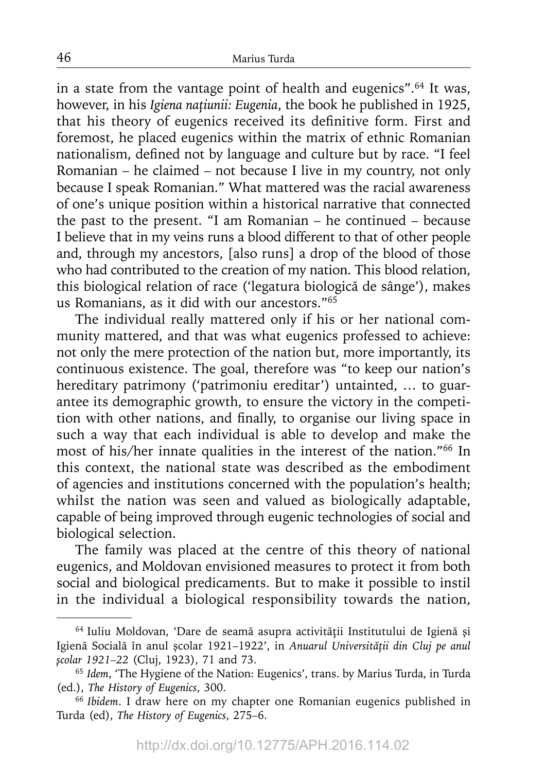in a state from the vantage point of health and eugenics".[64] It was, however, in his *Igiena națiunii: Eugenia*, the book he published in 1925, that his theory of eugenics received its definitive form. First and foremost, he placed eugenics within the matrix of ethnic Romanian nationalism, defined not by language and culture but by race. "I feel Romanian – he claimed – not because I live in my country, not only because I speak Romanian." What mattered was the racial awareness of one's unique position within a historical narrative that connected the past to the present. "I am Romanian – he continued – because I believe that in my veins runs a blood different to that of other people and, through my ancestors, [also runs] a drop of the blood of those who had contributed to the creation of my nation. This blood relation, this biological relation of race ('legatura biologică de sânge'), makes us Romanians, as it did with our ancestors."[65]

The individual really mattered only if his or her national community mattered, and that was what eugenics professed to achieve: not only the mere protection of the nation but, more importantly, its continuous existence. The goal, therefore was "to keep our nation's hereditary patrimony ('patrimoniu ereditar') untainted, … to guarantee its demographic growth, to ensure the victory in the competition with other nations, and finally, to organise our living space in such a way that each individual is able to develop and make the most of his/her innate qualities in the interest of the nation."[66] In this context, the national state was described as the embodiment of agencies and institutions concerned with the population's health; whilst the nation was seen and valued as biologically adaptable, capable of being improved through eugenic technologies of social and biological selection.

The family was placed at the centre of this theory of national eugenics, and Moldovan envisioned measures to protect it from both social and biological predicaments. But to make it possible to instil in the individual a biological responsibility towards the nation,

---

[64] Iuliu Moldovan, 'Dare de seamă asupra activității Institutului de Igienă și Igienă Socială în anul școlar 1921–1922', in *Anuarul Universității din Cluj pe anul școlar 1921–22* (Cluj, 1923), 71 and 73.

[65] *Idem*, 'The Hygiene of the Nation: Eugenics', trans. by Marius Turda, in Turda (ed.), *The History of Eugenics*, 300.

[66] *Ibidem*. I draw here on my chapter one Romanian eugenics published in Turda (ed), *The History of Eugenics*, 275–6.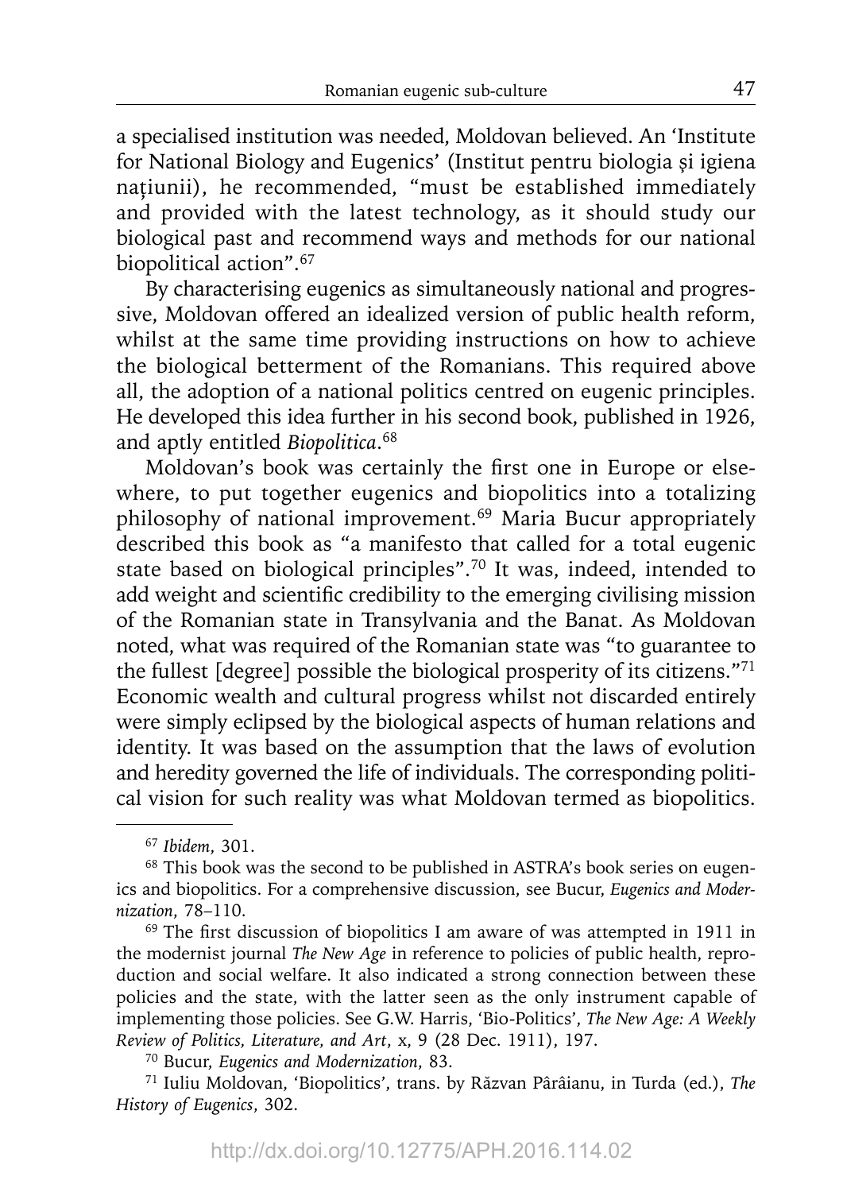a specialised institution was needed, Moldovan believed. An 'Institute for National Biology and Eugenics' (Institut pentru biologia și igiena națiunii), he recommended, "must be established immediately and provided with the latest technology, as it should study our biological past and recommend ways and methods for our national biopolitical action".[67]

By characterising eugenics as simultaneously national and progressive, Moldovan offered an idealized version of public health reform, whilst at the same time providing instructions on how to achieve the biological betterment of the Romanians. This required above all, the adoption of a national politics centred on eugenic principles. He developed this idea further in his second book, published in 1926, and aptly entitled *Biopolitica*.[68]

Moldovan's book was certainly the first one in Europe or elsewhere, to put together eugenics and biopolitics into a totalizing philosophy of national improvement.[69] Maria Bucur appropriately described this book as "a manifesto that called for a total eugenic state based on biological principles".[70] It was, indeed, intended to add weight and scientific credibility to the emerging civilising mission of the Romanian state in Transylvania and the Banat. As Moldovan noted, what was required of the Romanian state was "to guarantee to the fullest [degree] possible the biological prosperity of its citizens."[71] Economic wealth and cultural progress whilst not discarded entirely were simply eclipsed by the biological aspects of human relations and identity. It was based on the assumption that the laws of evolution and heredity governed the life of individuals. The corresponding political vision for such reality was what Moldovan termed as biopolitics.

---

[67] *Ibidem*, 301.

[68] This book was the second to be published in ASTRA's book series on eugenics and biopolitics. For a comprehensive discussion, see Bucur, *Eugenics and Modernization*, 78–110.

[69] The first discussion of biopolitics I am aware of was attempted in 1911 in the modernist journal *The New Age* in reference to policies of public health, reproduction and social welfare. It also indicated a strong connection between these policies and the state, with the latter seen as the only instrument capable of implementing those policies. See G.W. Harris, 'Bio-Politics', *The New Age: A Weekly Review of Politics, Literature, and Art*, x, 9 (28 Dec. 1911), 197.

[70] Bucur, *Eugenics and Modernization*, 83.

[71] Iuliu Moldovan, 'Biopolitics', trans. by Răzvan Pârâianu, in Turda (ed.), *The History of Eugenics*, 302.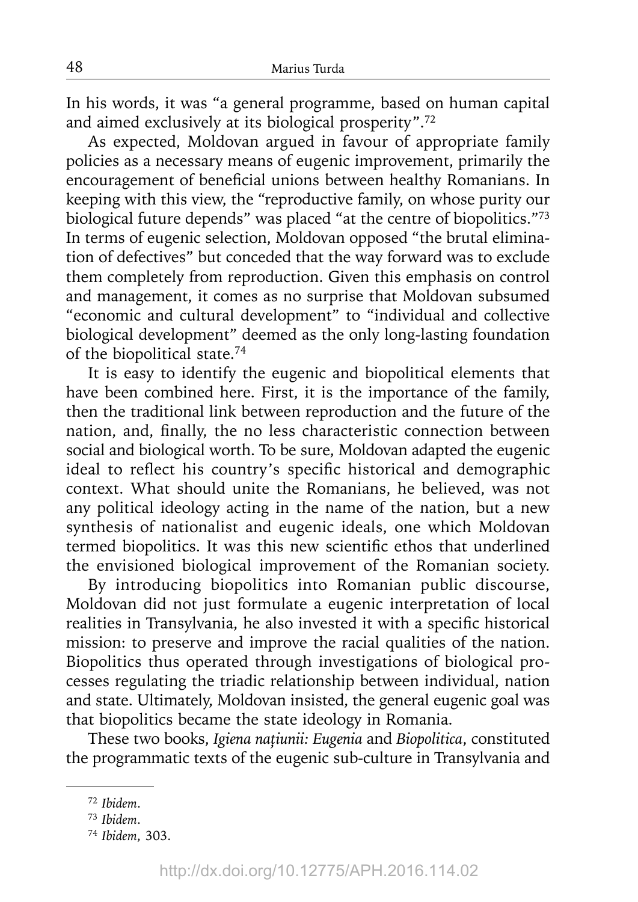In his words, it was "a general programme, based on human capital and aimed exclusively at its biological prosperity".[72]

As expected, Moldovan argued in favour of appropriate family policies as a necessary means of eugenic improvement, primarily the encouragement of beneficial unions between healthy Romanians. In keeping with this view, the "reproductive family, on whose purity our biological future depends" was placed "at the centre of biopolitics."[73] In terms of eugenic selection, Moldovan opposed "the brutal elimination of defectives" but conceded that the way forward was to exclude them completely from reproduction. Given this emphasis on control and management, it comes as no surprise that Moldovan subsumed "economic and cultural development" to "individual and collective biological development" deemed as the only long-lasting foundation of the biopolitical state.[74]

It is easy to identify the eugenic and biopolitical elements that have been combined here. First, it is the importance of the family, then the traditional link between reproduction and the future of the nation, and, finally, the no less characteristic connection between social and biological worth. To be sure, Moldovan adapted the eugenic ideal to reflect his country's specific historical and demographic context. What should unite the Romanians, he believed, was not any political ideology acting in the name of the nation, but a new synthesis of nationalist and eugenic ideals, one which Moldovan termed biopolitics. It was this new scientific ethos that underlined the envisioned biological improvement of the Romanian society.

By introducing biopolitics into Romanian public discourse, Moldovan did not just formulate a eugenic interpretation of local realities in Transylvania, he also invested it with a specific historical mission: to preserve and improve the racial qualities of the nation. Biopolitics thus operated through investigations of biological processes regulating the triadic relationship between individual, nation and state. Ultimately, Moldovan insisted, the general eugenic goal was that biopolitics became the state ideology in Romania.

These two books, *Igiena națiunii: Eugenia* and *Biopolitica*, constituted the programmatic texts of the eugenic sub-culture in Transylvania and

---

[72] *Ibidem*.

[73] *Ibidem*.

[74] *Ibidem*, 303.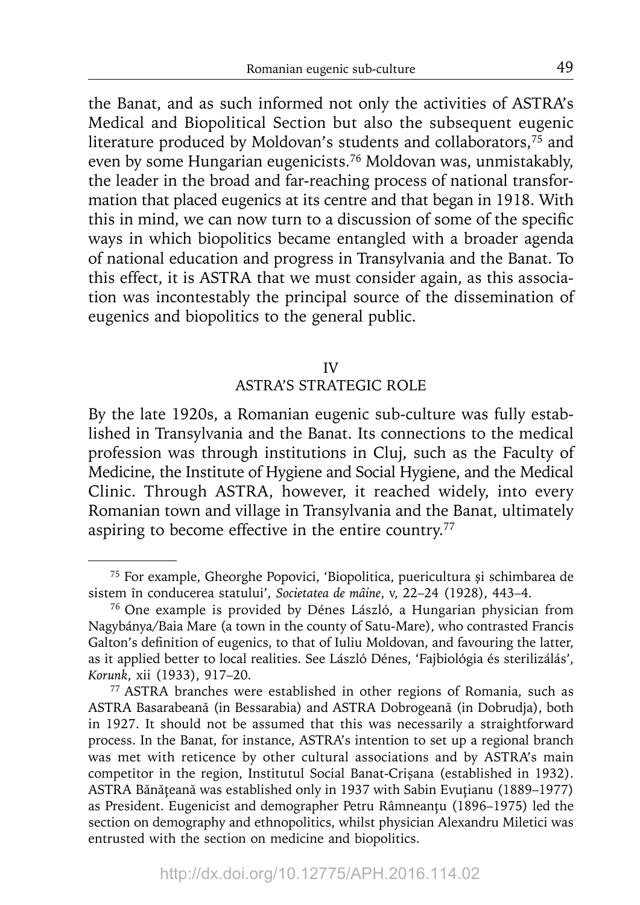the Banat, and as such informed not only the activities of ASTRA's Medical and Biopolitical Section but also the subsequent eugenic literature produced by Moldovan's students and collaborators,[75] and even by some Hungarian eugenicists.[76] Moldovan was, unmistakably, the leader in the broad and far-reaching process of national transformation that placed eugenics at its centre and that began in 1918. With this in mind, we can now turn to a discussion of some of the specific ways in which biopolitics became entangled with a broader agenda of national education and progress in Transylvania and the Banat. To this effect, it is ASTRA that we must consider again, as this association was incontestably the principal source of the dissemination of eugenics and biopolitics to the general public.

## IV
## ASTRA'S STRATEGIC ROLE

By the late 1920s, a Romanian eugenic sub-culture was fully established in Transylvania and the Banat. Its connections to the medical profession was through institutions in Cluj, such as the Faculty of Medicine, the Institute of Hygiene and Social Hygiene, and the Medical Clinic. Through ASTRA, however, it reached widely, into every Romanian town and village in Transylvania and the Banat, ultimately aspiring to become effective in the entire country.[77]

---

[75] For example, Gheorghe Popovici, 'Biopolitica, puericultura și schimbarea de sistem în conducerea statului', *Societatea de mâine*, v, 22–24 (1928), 443–4.

[76] One example is provided by Dénes László, a Hungarian physician from Nagybánya/Baia Mare (a town in the county of Satu-Mare), who contrasted Francis Galton's definition of eugenics, to that of Iuliu Moldovan, and favouring the latter, as it applied better to local realities. See László Dénes, 'Fajbiológia és sterilizálás', *Korunk*, xii (1933), 917–20.

[77] ASTRA branches were established in other regions of Romania, such as ASTRA Basarabeană (in Bessarabia) and ASTRA Dobrogeană (in Dobrudja), both in 1927. It should not be assumed that this was necessarily a straightforward process. In the Banat, for instance, ASTRA's intention to set up a regional branch was met with reticence by other cultural associations and by ASTRA's main competitor in the region, Institutul Social Banat-Crișana (established in 1932). ASTRA Bănățeană was established only in 1937 with Sabin Evuțianu (1889–1977) as President. Eugenicist and demographer Petru Râmneanțu (1896–1975) led the section on demography and ethnopolitics, whilst physician Alexandru Miletici was entrusted with the section on medicine and biopolitics.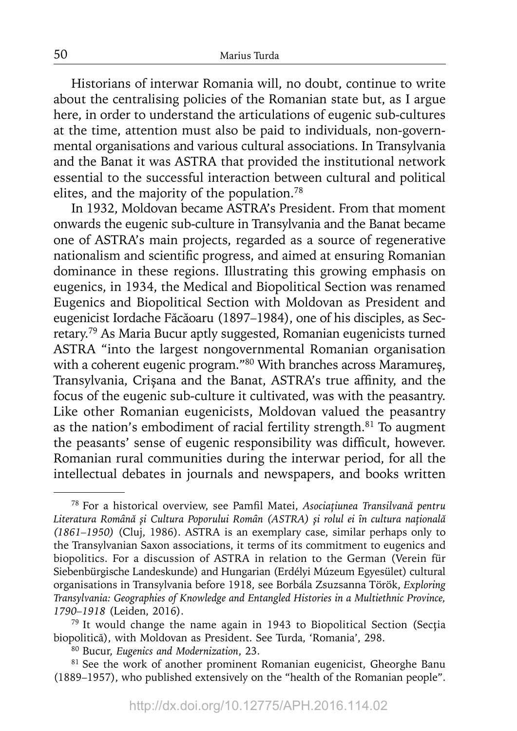Historians of interwar Romania will, no doubt, continue to write about the centralising policies of the Romanian state but, as I argue here, in order to understand the articulations of eugenic sub-cultures at the time, attention must also be paid to individuals, non-governmental organisations and various cultural associations. In Transylvania and the Banat it was ASTRA that provided the institutional network essential to the successful interaction between cultural and political elites, and the majority of the population.[78]

In 1932, Moldovan became ASTRA's President. From that moment onwards the eugenic sub-culture in Transylvania and the Banat became one of ASTRA's main projects, regarded as a source of regenerative nationalism and scientific progress, and aimed at ensuring Romanian dominance in these regions. Illustrating this growing emphasis on eugenics, in 1934, the Medical and Biopolitical Section was renamed Eugenics and Biopolitical Section with Moldovan as President and eugenicist Iordache Făcăoaru (1897–1984), one of his disciples, as Secretary.[79] As Maria Bucur aptly suggested, Romanian eugenicists turned ASTRA "into the largest nongovernmental Romanian organisation with a coherent eugenic program."[80] With branches across Maramureș, Transylvania, Crișana and the Banat, ASTRA's true affinity, and the focus of the eugenic sub-culture it cultivated, was with the peasantry. Like other Romanian eugenicists, Moldovan valued the peasantry as the nation's embodiment of racial fertility strength.[81] To augment the peasants' sense of eugenic responsibility was difficult, however. Romanian rural communities during the interwar period, for all the intellectual debates in journals and newspapers, and books written

---

[78] For a historical overview, see Pamfil Matei, *Asociațiunea Transilvană pentru Literatura Română şi Cultura Poporului Român (ASTRA) şi rolul ei în cultura națională (1861–1950)* (Cluj, 1986). ASTRA is an exemplary case, similar perhaps only to the Transylvanian Saxon associations, it terms of its commitment to eugenics and biopolitics. For a discussion of ASTRA in relation to the German (Verein für Siebenbürgische Landeskunde) and Hungarian (Erdélyi Múzeum Egyesület) cultural organisations in Transylvania before 1918, see Borbála Zsuzsanna Török, *Exploring Transylvania: Geographies of Knowledge and Entangled Histories in a Multiethnic Province, 1790–1918* (Leiden, 2016).

[79] It would change the name again in 1943 to Biopolitical Section (Secția biopolitică), with Moldovan as President. See Turda, 'Romania', 298.

[80] Bucur, *Eugenics and Modernization*, 23.

[81] See the work of another prominent Romanian eugenicist, Gheorghe Banu (1889–1957), who published extensively on the "health of the Romanian people".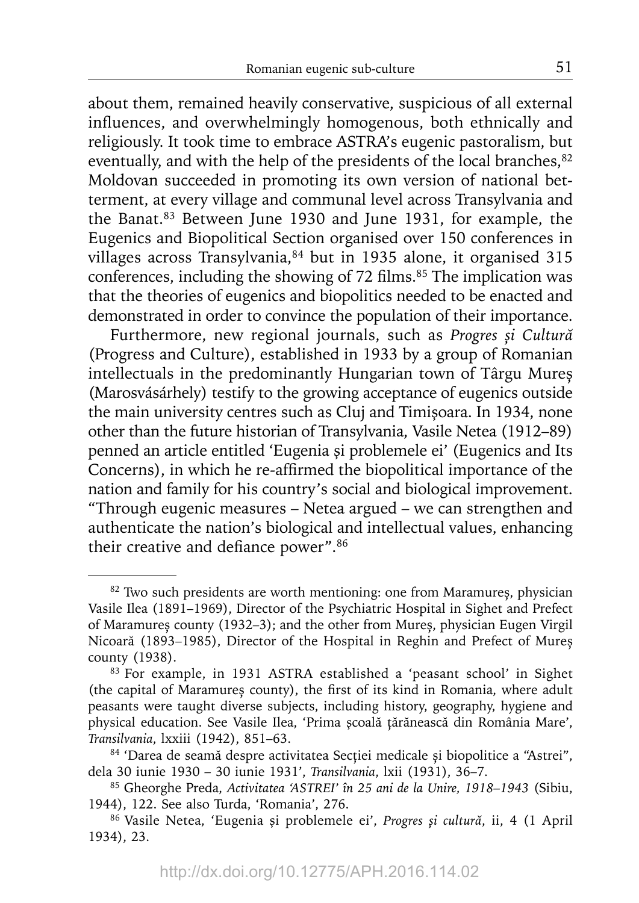about them, remained heavily conservative, suspicious of all external influences, and overwhelmingly homogenous, both ethnically and religiously. It took time to embrace ASTRA's eugenic pastoralism, but eventually, and with the help of the presidents of the local branches,[82] Moldovan succeeded in promoting its own version of national betterment, at every village and communal level across Transylvania and the Banat.[83] Between June 1930 and June 1931, for example, the Eugenics and Biopolitical Section organised over 150 conferences in villages across Transylvania,[84] but in 1935 alone, it organised 315 conferences, including the showing of 72 films.[85] The implication was that the theories of eugenics and biopolitics needed to be enacted and demonstrated in order to convince the population of their importance.

Furthermore, new regional journals, such as *Progres și Cultură* (Progress and Culture), established in 1933 by a group of Romanian intellectuals in the predominantly Hungarian town of Târgu Mureș (Marosvásárhely) testify to the growing acceptance of eugenics outside the main university centres such as Cluj and Timișoara. In 1934, none other than the future historian of Transylvania, Vasile Netea (1912–89) penned an article entitled 'Eugenia și problemele ei' (Eugenics and Its Concerns), in which he re-affirmed the biopolitical importance of the nation and family for his country's social and biological improvement. "Through eugenic measures – Netea argued – we can strengthen and authenticate the nation's biological and intellectual values, enhancing their creative and defiance power".[86]

---

[82] Two such presidents are worth mentioning: one from Maramureș, physician Vasile Ilea (1891–1969), Director of the Psychiatric Hospital in Sighet and Prefect of Maramureș county (1932–3); and the other from Mureș, physician Eugen Virgil Nicoară (1893–1985), Director of the Hospital in Reghin and Prefect of Mureș county (1938).

[83] For example, in 1931 ASTRA established a 'peasant school' in Sighet (the capital of Maramureș county), the first of its kind in Romania, where adult peasants were taught diverse subjects, including history, geography, hygiene and physical education. See Vasile Ilea, 'Prima școală țărănească din România Mare', *Transilvania*, lxxiii (1942), 851–63.

[84] 'Darea de seamă despre activitatea Secției medicale și biopolitice a "Astrei", dela 30 iunie 1930 – 30 iunie 1931', *Transilvania*, lxii (1931), 36–7.

[85] Gheorghe Preda, *Activitatea 'ASTREI' în 25 ani de la Unire, 1918–1943* (Sibiu, 1944), 122. See also Turda, 'Romania', 276.

[86] Vasile Netea, 'Eugenia și problemele ei', *Progres și cultură*, ii, 4 (1 April 1934), 23.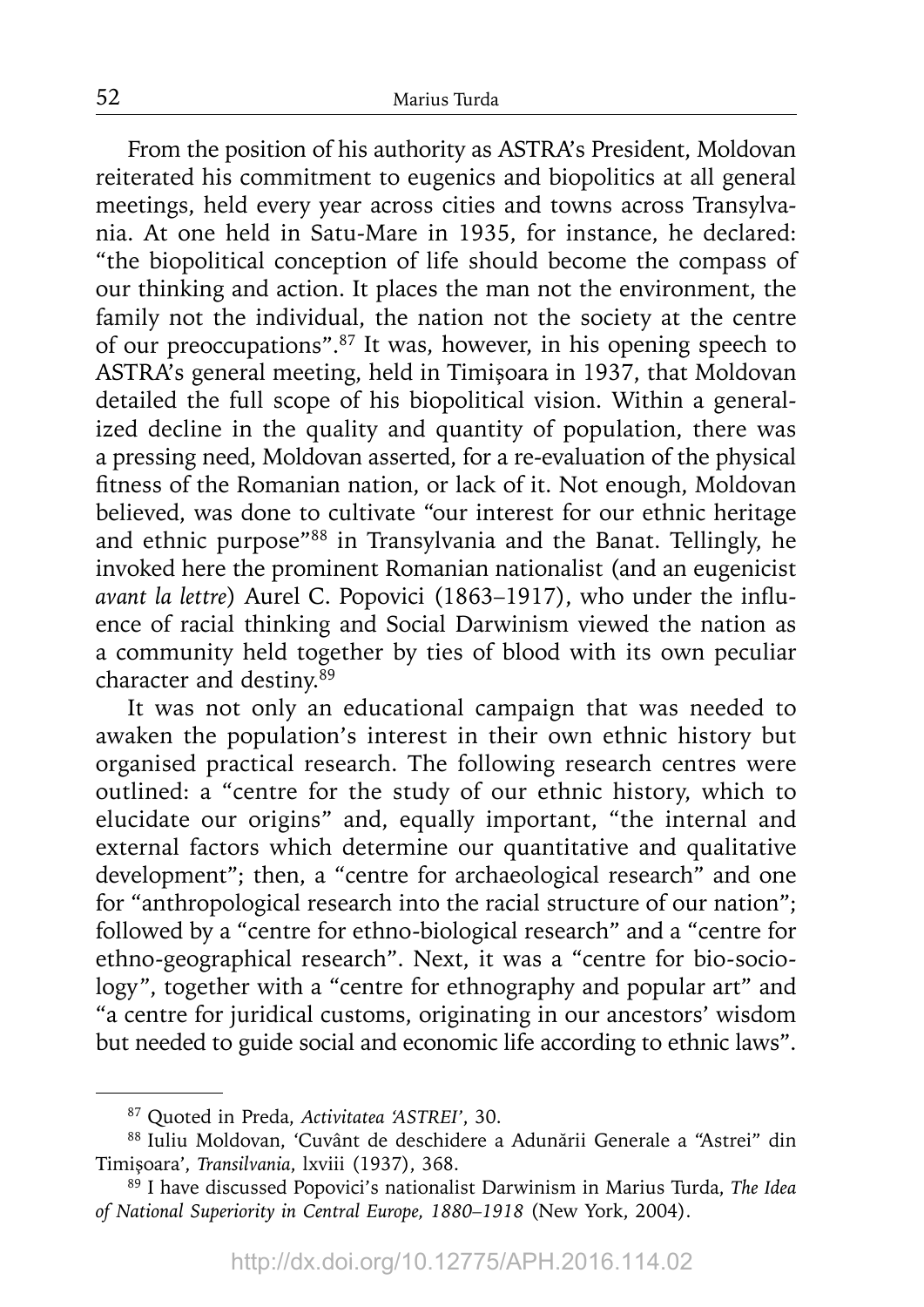From the position of his authority as ASTRA's President, Moldovan reiterated his commitment to eugenics and biopolitics at all general meetings, held every year across cities and towns across Transylvania. At one held in Satu-Mare in 1935, for instance, he declared: "the biopolitical conception of life should become the compass of our thinking and action. It places the man not the environment, the family not the individual, the nation not the society at the centre of our preoccupations".[87] It was, however, in his opening speech to ASTRA's general meeting, held in Timișoara in 1937, that Moldovan detailed the full scope of his biopolitical vision. Within a generalized decline in the quality and quantity of population, there was a pressing need, Moldovan asserted, for a re-evaluation of the physical fitness of the Romanian nation, or lack of it. Not enough, Moldovan believed, was done to cultivate "our interest for our ethnic heritage and ethnic purpose"[88] in Transylvania and the Banat. Tellingly, he invoked here the prominent Romanian nationalist (and an eugenicist *avant la lettre*) Aurel C. Popovici (1863–1917), who under the influence of racial thinking and Social Darwinism viewed the nation as a community held together by ties of blood with its own peculiar character and destiny.[89]

It was not only an educational campaign that was needed to awaken the population's interest in their own ethnic history but organised practical research. The following research centres were outlined: a "centre for the study of our ethnic history, which to elucidate our origins" and, equally important, "the internal and external factors which determine our quantitative and qualitative development"; then, a "centre for archaeological research" and one for "anthropological research into the racial structure of our nation"; followed by a "centre for ethno-biological research" and a "centre for ethno-geographical research". Next, it was a "centre for bio-sociology", together with a "centre for ethnography and popular art" and "a centre for juridical customs, originating in our ancestors' wisdom but needed to guide social and economic life according to ethnic laws".

---

[87] Quoted in Preda, *Activitatea 'ASTREI'*, 30.

[88] Iuliu Moldovan, 'Cuvânt de deschidere a Adunării Generale a "Astrei" din Timișoara', *Transilvania*, lxviii (1937), 368.

[89] I have discussed Popovici's nationalist Darwinism in Marius Turda, *The Idea of National Superiority in Central Europe, 1880–1918* (New York, 2004).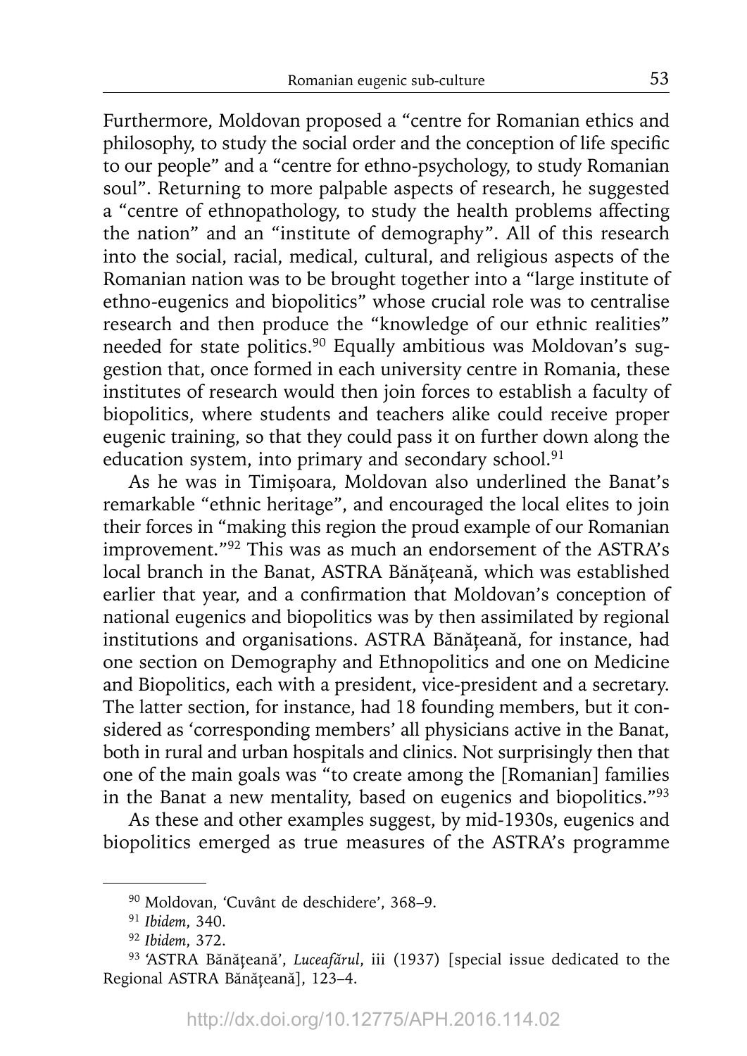Furthermore, Moldovan proposed a "centre for Romanian ethics and philosophy, to study the social order and the conception of life specific to our people" and a "centre for ethno-psychology, to study Romanian soul". Returning to more palpable aspects of research, he suggested a "centre of ethnopathology, to study the health problems affecting the nation" and an "institute of demography". All of this research into the social, racial, medical, cultural, and religious aspects of the Romanian nation was to be brought together into a "large institute of ethno-eugenics and biopolitics" whose crucial role was to centralise research and then produce the "knowledge of our ethnic realities" needed for state politics.[90] Equally ambitious was Moldovan's suggestion that, once formed in each university centre in Romania, these institutes of research would then join forces to establish a faculty of biopolitics, where students and teachers alike could receive proper eugenic training, so that they could pass it on further down along the education system, into primary and secondary school.[91]

As he was in Timişoara, Moldovan also underlined the Banat's remarkable "ethnic heritage", and encouraged the local elites to join their forces in "making this region the proud example of our Romanian improvement."[92] This was as much an endorsement of the ASTRA's local branch in the Banat, ASTRA Bănăţeană, which was established earlier that year, and a confirmation that Moldovan's conception of national eugenics and biopolitics was by then assimilated by regional institutions and organisations. ASTRA Bănăţeană, for instance, had one section on Demography and Ethnopolitics and one on Medicine and Biopolitics, each with a president, vice-president and a secretary. The latter section, for instance, had 18 founding members, but it considered as 'corresponding members' all physicians active in the Banat, both in rural and urban hospitals and clinics. Not surprisingly then that one of the main goals was "to create among the [Romanian] families in the Banat a new mentality, based on eugenics and biopolitics."[93]

As these and other examples suggest, by mid-1930s, eugenics and biopolitics emerged as true measures of the ASTRA's programme

---

[90] Moldovan, 'Cuvânt de deschidere', 368–9.

[91] *Ibidem*, 340.

[92] *Ibidem*, 372.

[93] 'ASTRA Bănăţeană', *Luceafărul*, iii (1937) [special issue dedicated to the Regional ASTRA Bănăţeană], 123–4.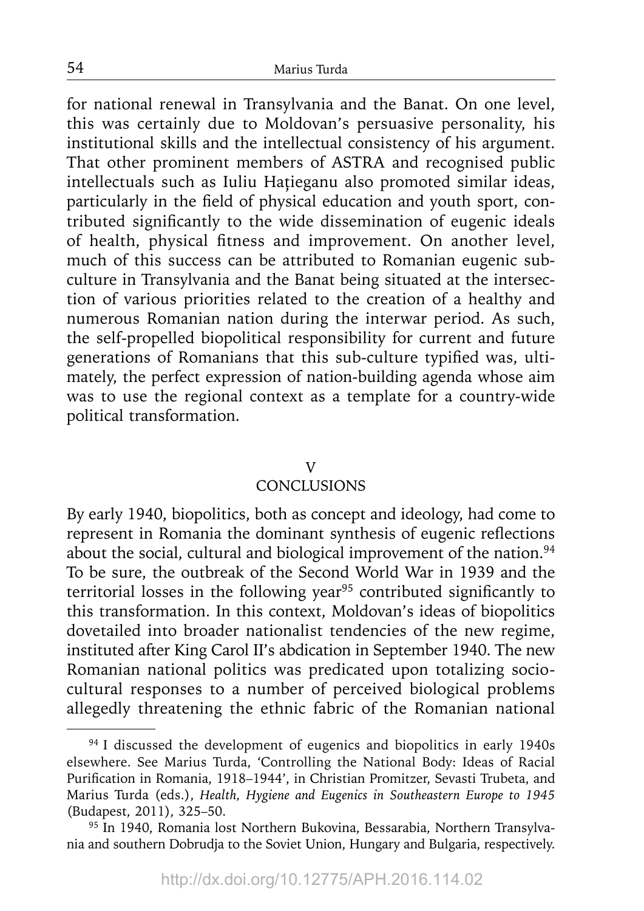for national renewal in Transylvania and the Banat. On one level, this was certainly due to Moldovan's persuasive personality, his institutional skills and the intellectual consistency of his argument. That other prominent members of ASTRA and recognised public intellectuals such as Iuliu Hațieganu also promoted similar ideas, particularly in the field of physical education and youth sport, contributed significantly to the wide dissemination of eugenic ideals of health, physical fitness and improvement. On another level, much of this success can be attributed to Romanian eugenic subculture in Transylvania and the Banat being situated at the intersection of various priorities related to the creation of a healthy and numerous Romanian nation during the interwar period. As such, the self-propelled biopolitical responsibility for current and future generations of Romanians that this sub-culture typified was, ultimately, the perfect expression of nation-building agenda whose aim was to use the regional context as a template for a country-wide political transformation.

## V
## CONCLUSIONS

By early 1940, biopolitics, both as concept and ideology, had come to represent in Romania the dominant synthesis of eugenic reflections about the social, cultural and biological improvement of the nation.[94] To be sure, the outbreak of the Second World War in 1939 and the territorial losses in the following year[95] contributed significantly to this transformation. In this context, Moldovan's ideas of biopolitics dovetailed into broader nationalist tendencies of the new regime, instituted after King Carol II's abdication in September 1940. The new Romanian national politics was predicated upon totalizing sociocultural responses to a number of perceived biological problems allegedly threatening the ethnic fabric of the Romanian national

---

[94] I discussed the development of eugenics and biopolitics in early 1940s elsewhere. See Marius Turda, 'Controlling the National Body: Ideas of Racial Purification in Romania, 1918–1944', in Christian Promitzer, Sevasti Trubeta, and Marius Turda (eds.), *Health, Hygiene and Eugenics in Southeastern Europe to 1945* (Budapest, 2011), 325–50.

[95] In 1940, Romania lost Northern Bukovina, Bessarabia, Northern Transylvania and southern Dobrudja to the Soviet Union, Hungary and Bulgaria, respectively.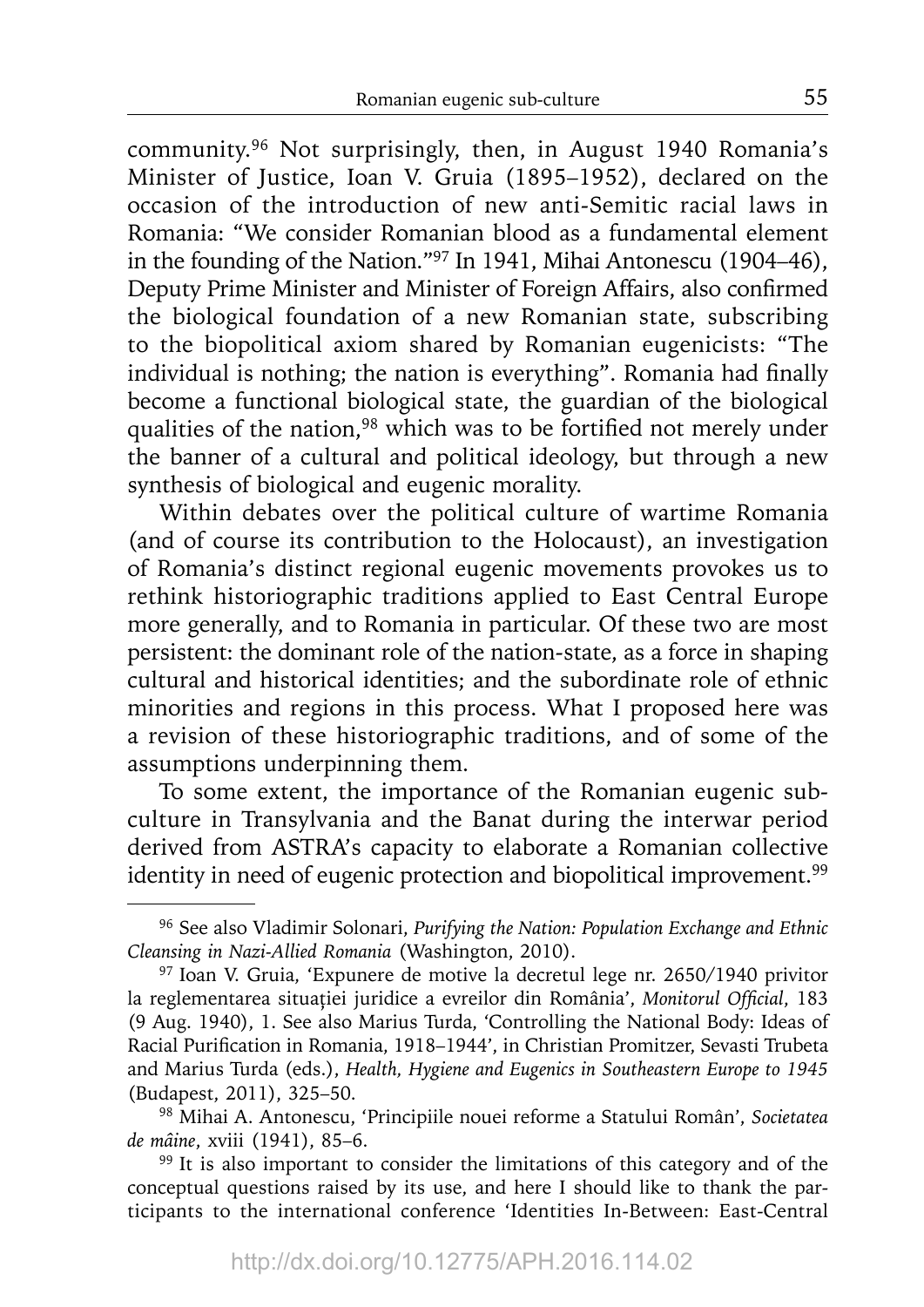community.[96] Not surprisingly, then, in August 1940 Romania's Minister of Justice, Ioan V. Gruia (1895–1952), declared on the occasion of the introduction of new anti-Semitic racial laws in Romania: "We consider Romanian blood as a fundamental element in the founding of the Nation."[97] In 1941, Mihai Antonescu (1904–46), Deputy Prime Minister and Minister of Foreign Affairs, also confirmed the biological foundation of a new Romanian state, subscribing to the biopolitical axiom shared by Romanian eugenicists: "The individual is nothing; the nation is everything". Romania had finally become a functional biological state, the guardian of the biological qualities of the nation,[98] which was to be fortified not merely under the banner of a cultural and political ideology, but through a new synthesis of biological and eugenic morality.

Within debates over the political culture of wartime Romania (and of course its contribution to the Holocaust), an investigation of Romania's distinct regional eugenic movements provokes us to rethink historiographic traditions applied to East Central Europe more generally, and to Romania in particular. Of these two are most persistent: the dominant role of the nation-state, as a force in shaping cultural and historical identities; and the subordinate role of ethnic minorities and regions in this process. What I proposed here was a revision of these historiographic traditions, and of some of the assumptions underpinning them.

To some extent, the importance of the Romanian eugenic sub-culture in Transylvania and the Banat during the interwar period derived from ASTRA's capacity to elaborate a Romanian collective identity in need of eugenic protection and biopolitical improvement.[99]

---

[96] See also Vladimir Solonari, *Purifying the Nation: Population Exchange and Ethnic Cleansing in Nazi-Allied Romania* (Washington, 2010).

[97] Ioan V. Gruia, 'Expunere de motive la decretul lege nr. 2650/1940 privitor la reglementarea situației juridice a evreilor din România', *Monitorul Official*, 183 (9 Aug. 1940), 1. See also Marius Turda, 'Controlling the National Body: Ideas of Racial Purification in Romania, 1918–1944', in Christian Promitzer, Sevasti Trubeta and Marius Turda (eds.), *Health, Hygiene and Eugenics in Southeastern Europe to 1945* (Budapest, 2011), 325–50.

[98] Mihai A. Antonescu, 'Principiile nouei reforme a Statului Român', *Societatea de mâine*, xviii (1941), 85–6.

[99] It is also important to consider the limitations of this category and of the conceptual questions raised by its use, and here I should like to thank the participants to the international conference 'Identities In-Between: East-Central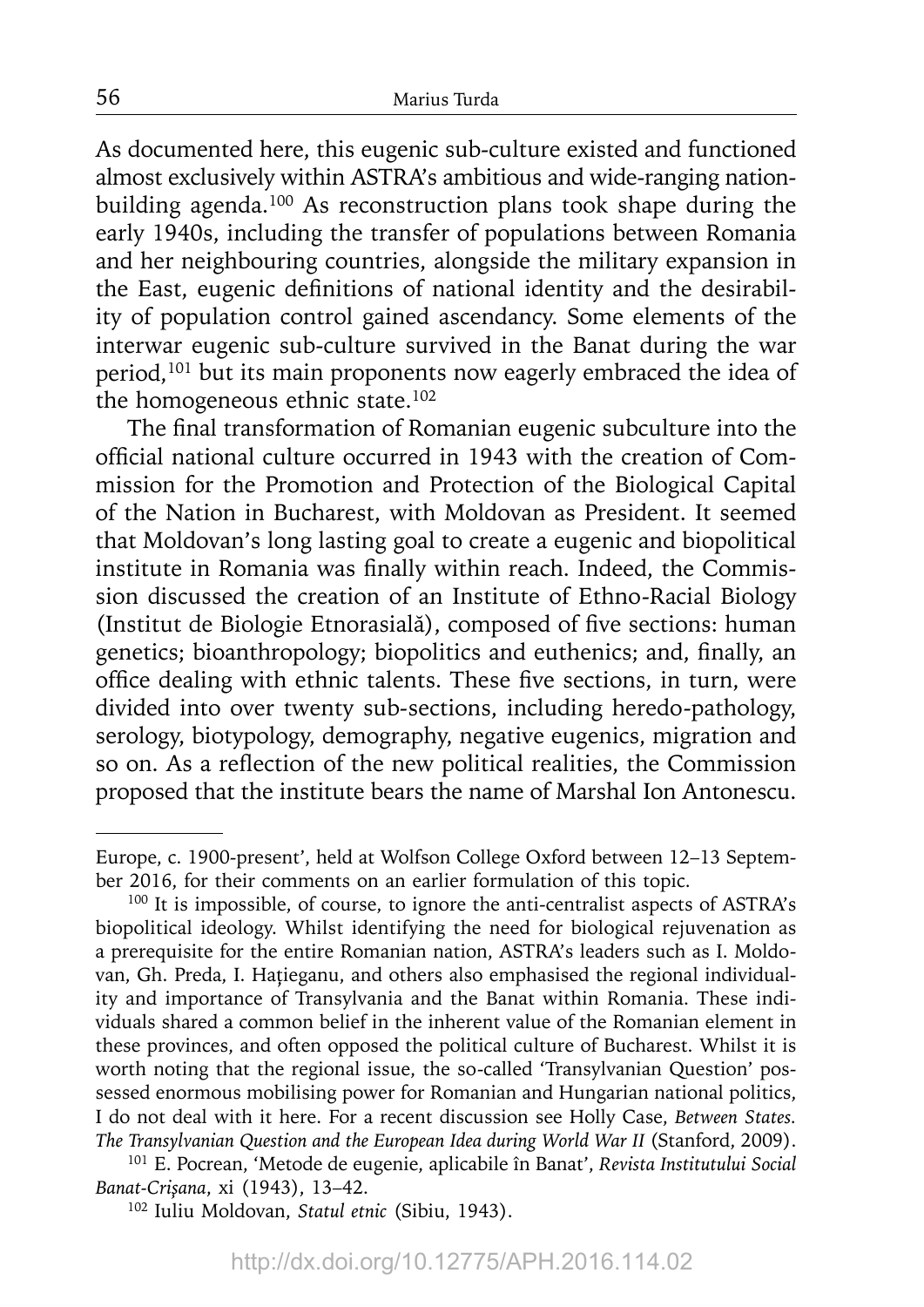As documented here, this eugenic sub-culture existed and functioned almost exclusively within ASTRA's ambitious and wide-ranging nation-building agenda.[100] As reconstruction plans took shape during the early 1940s, including the transfer of populations between Romania and her neighbouring countries, alongside the military expansion in the East, eugenic definitions of national identity and the desirability of population control gained ascendancy. Some elements of the interwar eugenic sub-culture survived in the Banat during the war period,[101] but its main proponents now eagerly embraced the idea of the homogeneous ethnic state.[102]

The final transformation of Romanian eugenic subculture into the official national culture occurred in 1943 with the creation of Commission for the Promotion and Protection of the Biological Capital of the Nation in Bucharest, with Moldovan as President. It seemed that Moldovan's long lasting goal to create a eugenic and biopolitical institute in Romania was finally within reach. Indeed, the Commission discussed the creation of an Institute of Ethno-Racial Biology (Institut de Biologie Etnorasială), composed of five sections: human genetics; bioanthropology; biopolitics and euthenics; and, finally, an office dealing with ethnic talents. These five sections, in turn, were divided into over twenty sub-sections, including heredo-pathology, serology, biotypology, demography, negative eugenics, migration and so on. As a reflection of the new political realities, the Commission proposed that the institute bears the name of Marshal Ion Antonescu.

---

Europe, c. 1900-present', held at Wolfson College Oxford between 12–13 September 2016, for their comments on an earlier formulation of this topic.

[100] It is impossible, of course, to ignore the anti-centralist aspects of ASTRA's biopolitical ideology. Whilst identifying the need for biological rejuvenation as a prerequisite for the entire Romanian nation, ASTRA's leaders such as I. Moldovan, Gh. Preda, I. Hațieganu, and others also emphasised the regional individuality and importance of Transylvania and the Banat within Romania. These individuals shared a common belief in the inherent value of the Romanian element in these provinces, and often opposed the political culture of Bucharest. Whilst it is worth noting that the regional issue, the so-called 'Transylvanian Question' possessed enormous mobilising power for Romanian and Hungarian national politics, I do not deal with it here. For a recent discussion see Holly Case, *Between States. The Transylvanian Question and the European Idea during World War II* (Stanford, 2009).

[101] E. Pocrean, 'Metode de eugenie, aplicabile în Banat', *Revista Institutului Social Banat-Crișana*, xi (1943), 13–42.

[102] Iuliu Moldovan, *Statul etnic* (Sibiu, 1943).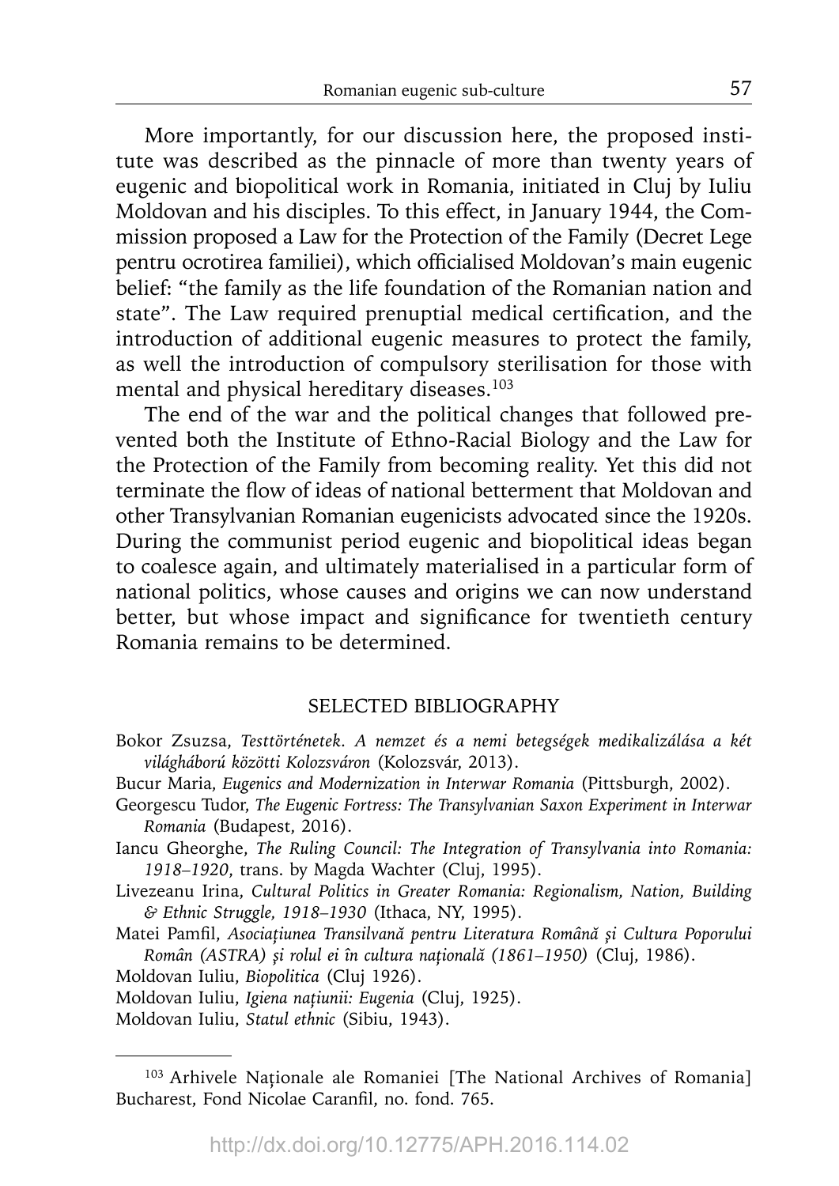More importantly, for our discussion here, the proposed institute was described as the pinnacle of more than twenty years of eugenic and biopolitical work in Romania, initiated in Cluj by Iuliu Moldovan and his disciples. To this effect, in January 1944, the Commission proposed a Law for the Protection of the Family (Decret Lege pentru ocrotirea familiei), which officialised Moldovan's main eugenic belief: "the family as the life foundation of the Romanian nation and state". The Law required prenuptial medical certification, and the introduction of additional eugenic measures to protect the family, as well the introduction of compulsory sterilisation for those with mental and physical hereditary diseases.[103]

The end of the war and the political changes that followed prevented both the Institute of Ethno-Racial Biology and the Law for the Protection of the Family from becoming reality. Yet this did not terminate the flow of ideas of national betterment that Moldovan and other Transylvanian Romanian eugenicists advocated since the 1920s. During the communist period eugenic and biopolitical ideas began to coalesce again, and ultimately materialised in a particular form of national politics, whose causes and origins we can now understand better, but whose impact and significance for twentieth century Romania remains to be determined.

## SELECTED BIBLIOGRAPHY

Bokor Zsuzsa, *Testtörténetek. A nemzet és a nemi betegségek medikalizálása a két világháború közötti Kolozsváron* (Kolozsvár, 2013).

Bucur Maria, *Eugenics and Modernization in Interwar Romania* (Pittsburgh, 2002).

Georgescu Tudor, *The Eugenic Fortress: The Transylvanian Saxon Experiment in Interwar Romania* (Budapest, 2016).

Iancu Gheorghe, *The Ruling Council: The Integration of Transylvania into Romania: 1918–1920*, trans. by Magda Wachter (Cluj, 1995).

Livezeanu Irina, *Cultural Politics in Greater Romania: Regionalism, Nation, Building & Ethnic Struggle, 1918–1930* (Ithaca, NY, 1995).

Matei Pamfil, *Asociaţiunea Transilvană pentru Literatura Română şi Cultura Poporului Român (ASTRA) şi rolul ei în cultura naţională (1861–1950)* (Cluj, 1986).

Moldovan Iuliu, *Biopolitica* (Cluj 1926).

Moldovan Iuliu, *Igiena naţiunii: Eugenia* (Cluj, 1925).

Moldovan Iuliu, *Statul ethnic* (Sibiu, 1943).

---

[103] Arhivele Naţionale ale Romaniei [The National Archives of Romania] Bucharest, Fond Nicolae Caranfil, no. fond. 765.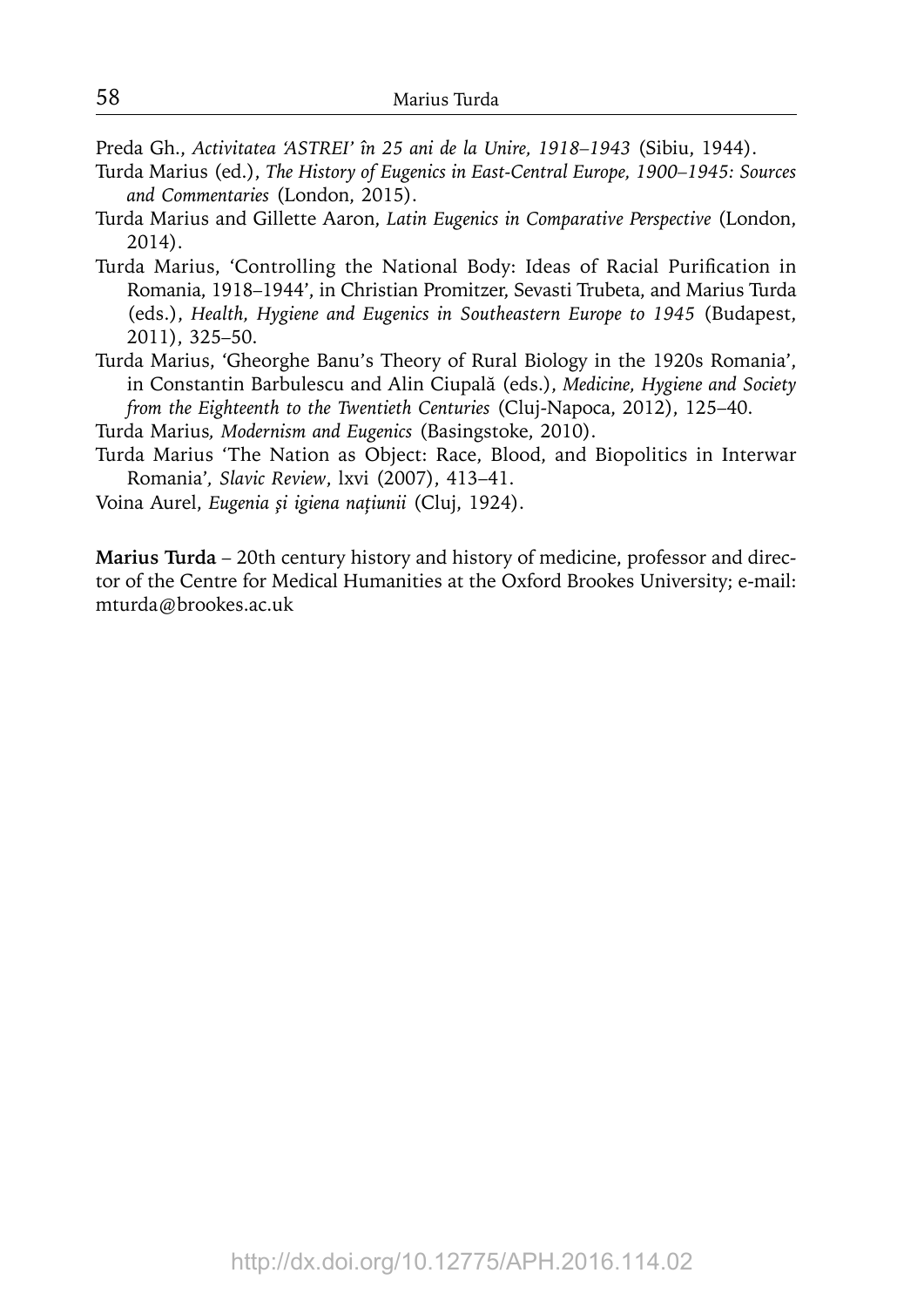Preda Gh., *Activitatea 'ASTREI' în 25 ani de la Unire, 1918–1943* (Sibiu, 1944).

Turda Marius (ed.), *The History of Eugenics in East-Central Europe, 1900–1945: Sources and Commentaries* (London, 2015).

Turda Marius and Gillette Aaron, *Latin Eugenics in Comparative Perspective* (London, 2014).

Turda Marius, 'Controlling the National Body: Ideas of Racial Purification in Romania, 1918–1944', in Christian Promitzer, Sevasti Trubeta, and Marius Turda (eds.), *Health, Hygiene and Eugenics in Southeastern Europe to 1945* (Budapest, 2011), 325–50.

Turda Marius, 'Gheorghe Banu's Theory of Rural Biology in the 1920s Romania', in Constantin Barbulescu and Alin Ciupală (eds.), *Medicine, Hygiene and Society from the Eighteenth to the Twentieth Centuries* (Cluj-Napoca, 2012), 125–40.

Turda Marius, *Modernism and Eugenics* (Basingstoke, 2010).

Turda Marius 'The Nation as Object: Race, Blood, and Biopolitics in Interwar Romania', *Slavic Review*, lxvi (2007), 413–41.

Voina Aurel, *Eugenia şi igiena naţiunii* (Cluj, 1924).

**Marius Turda** – 20th century history and history of medicine, professor and director of the Centre for Medical Humanities at the Oxford Brookes University; e-mail: mturda@brookes.ac.uk